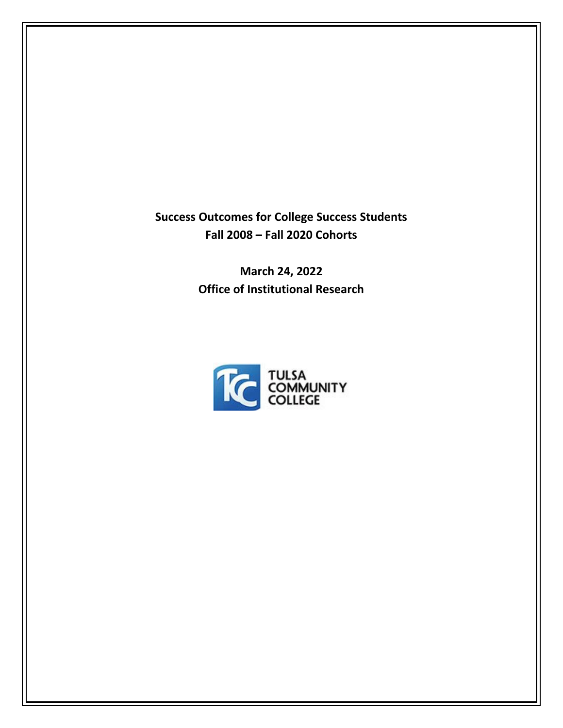# Success Outcomes for College Success Students
## Fall 2008 – Fall 2020 Cohorts

**March 24, 2022**
**Office of Institutional Research**

TULSA COMMUNITY COLLEGE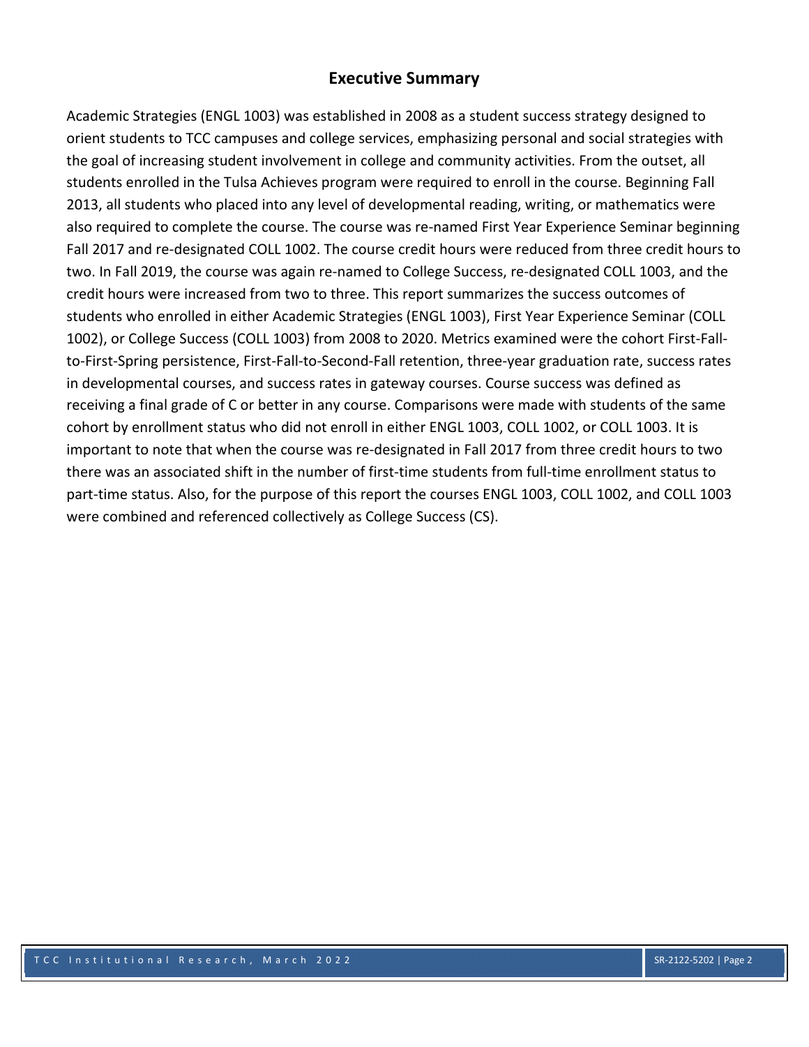## Executive Summary

Academic Strategies (ENGL 1003) was established in 2008 as a student success strategy designed to orient students to TCC campuses and college services, emphasizing personal and social strategies with the goal of increasing student involvement in college and community activities. From the outset, all students enrolled in the Tulsa Achieves program were required to enroll in the course. Beginning Fall 2013, all students who placed into any level of developmental reading, writing, or mathematics were also required to complete the course. The course was re-named First Year Experience Seminar beginning Fall 2017 and re-designated COLL 1002. The course credit hours were reduced from three credit hours to two. In Fall 2019, the course was again re-named to College Success, re-designated COLL 1003, and the credit hours were increased from two to three. This report summarizes the success outcomes of students who enrolled in either Academic Strategies (ENGL 1003), First Year Experience Seminar (COLL 1002), or College Success (COLL 1003) from 2008 to 2020. Metrics examined were the cohort First-Fall-to-First-Spring persistence, First-Fall-to-Second-Fall retention, three-year graduation rate, success rates in developmental courses, and success rates in gateway courses. Course success was defined as receiving a final grade of C or better in any course. Comparisons were made with students of the same cohort by enrollment status who did not enroll in either ENGL 1003, COLL 1002, or COLL 1003. It is important to note that when the course was re-designated in Fall 2017 from three credit hours to two there was an associated shift in the number of first-time students from full-time enrollment status to part-time status. Also, for the purpose of this report the courses ENGL 1003, COLL 1002, and COLL 1003 were combined and referenced collectively as College Success (CS).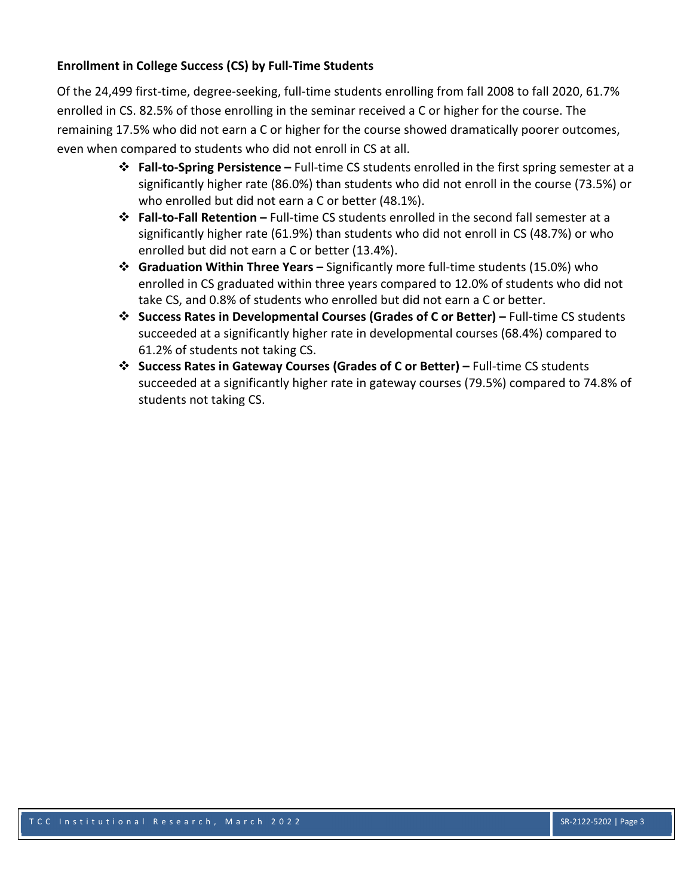**Enrollment in College Success (CS) by Full-Time Students**

Of the 24,499 first-time, degree-seeking, full-time students enrolling from fall 2008 to fall 2020, 61.7% enrolled in CS. 82.5% of those enrolling in the seminar received a C or higher for the course. The remaining 17.5% who did not earn a C or higher for the course showed dramatically poorer outcomes, even when compared to students who did not enroll in CS at all.

- **Fall-to-Spring Persistence –** Full-time CS students enrolled in the first spring semester at a significantly higher rate (86.0%) than students who did not enroll in the course (73.5%) or who enrolled but did not earn a C or better (48.1%).
- **Fall-to-Fall Retention –** Full-time CS students enrolled in the second fall semester at a significantly higher rate (61.9%) than students who did not enroll in CS (48.7%) or who enrolled but did not earn a C or better (13.4%).
- **Graduation Within Three Years –** Significantly more full-time students (15.0%) who enrolled in CS graduated within three years compared to 12.0% of students who did not take CS, and 0.8% of students who enrolled but did not earn a C or better.
- **Success Rates in Developmental Courses (Grades of C or Better) –** Full-time CS students succeeded at a significantly higher rate in developmental courses (68.4%) compared to 61.2% of students not taking CS.
- **Success Rates in Gateway Courses (Grades of C or Better) –** Full-time CS students succeeded at a significantly higher rate in gateway courses (79.5%) compared to 74.8% of students not taking CS.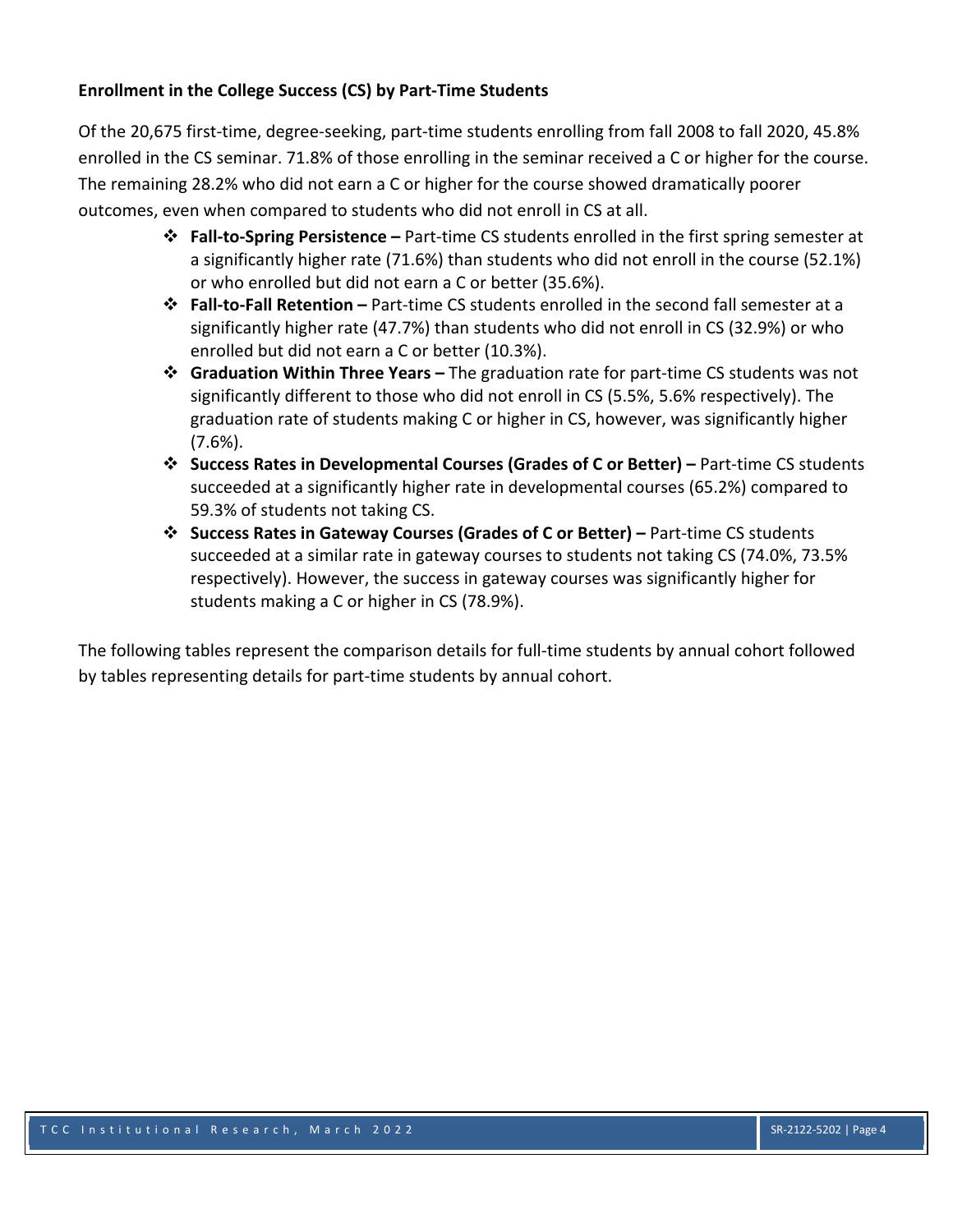**Enrollment in the College Success (CS) by Part-Time Students**

Of the 20,675 first-time, degree-seeking, part-time students enrolling from fall 2008 to fall 2020, 45.8% enrolled in the CS seminar. 71.8% of those enrolling in the seminar received a C or higher for the course. The remaining 28.2% who did not earn a C or higher for the course showed dramatically poorer outcomes, even when compared to students who did not enroll in CS at all.

- **Fall-to-Spring Persistence –** Part-time CS students enrolled in the first spring semester at a significantly higher rate (71.6%) than students who did not enroll in the course (52.1%) or who enrolled but did not earn a C or better (35.6%).
- **Fall-to-Fall Retention –** Part-time CS students enrolled in the second fall semester at a significantly higher rate (47.7%) than students who did not enroll in CS (32.9%) or who enrolled but did not earn a C or better (10.3%).
- **Graduation Within Three Years –** The graduation rate for part-time CS students was not significantly different to those who did not enroll in CS (5.5%, 5.6% respectively). The graduation rate of students making C or higher in CS, however, was significantly higher (7.6%).
- **Success Rates in Developmental Courses (Grades of C or Better) –** Part-time CS students succeeded at a significantly higher rate in developmental courses (65.2%) compared to 59.3% of students not taking CS.
- **Success Rates in Gateway Courses (Grades of C or Better) –** Part-time CS students succeeded at a similar rate in gateway courses to students not taking CS (74.0%, 73.5% respectively). However, the success in gateway courses was significantly higher for students making a C or higher in CS (78.9%).

The following tables represent the comparison details for full-time students by annual cohort followed by tables representing details for part-time students by annual cohort.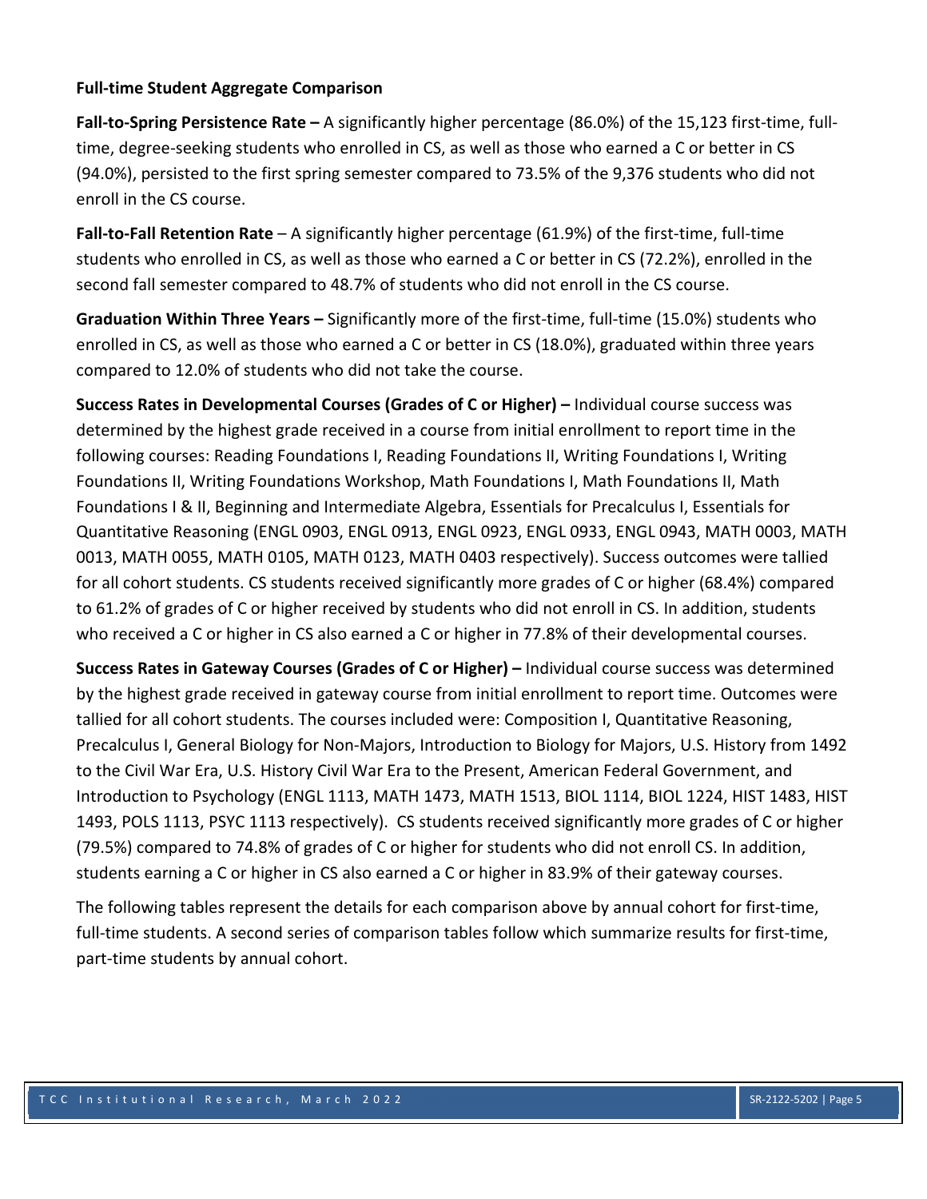**Full-time Student Aggregate Comparison**

**Fall-to-Spring Persistence Rate –** A significantly higher percentage (86.0%) of the 15,123 first-time, full-time, degree-seeking students who enrolled in CS, as well as those who earned a C or better in CS (94.0%), persisted to the first spring semester compared to 73.5% of the 9,376 students who did not enroll in the CS course.

**Fall-to-Fall Retention Rate** – A significantly higher percentage (61.9%) of the first-time, full-time students who enrolled in CS, as well as those who earned a C or better in CS (72.2%), enrolled in the second fall semester compared to 48.7% of students who did not enroll in the CS course.

**Graduation Within Three Years –** Significantly more of the first-time, full-time (15.0%) students who enrolled in CS, as well as those who earned a C or better in CS (18.0%), graduated within three years compared to 12.0% of students who did not take the course.

**Success Rates in Developmental Courses (Grades of C or Higher) –** Individual course success was determined by the highest grade received in a course from initial enrollment to report time in the following courses: Reading Foundations I, Reading Foundations II, Writing Foundations I, Writing Foundations II, Writing Foundations Workshop, Math Foundations I, Math Foundations II, Math Foundations I & II, Beginning and Intermediate Algebra, Essentials for Precalculus I, Essentials for Quantitative Reasoning (ENGL 0903, ENGL 0913, ENGL 0923, ENGL 0933, ENGL 0943, MATH 0003, MATH 0013, MATH 0055, MATH 0105, MATH 0123, MATH 0403 respectively). Success outcomes were tallied for all cohort students. CS students received significantly more grades of C or higher (68.4%) compared to 61.2% of grades of C or higher received by students who did not enroll in CS. In addition, students who received a C or higher in CS also earned a C or higher in 77.8% of their developmental courses.

**Success Rates in Gateway Courses (Grades of C or Higher) –** Individual course success was determined by the highest grade received in gateway course from initial enrollment to report time. Outcomes were tallied for all cohort students. The courses included were: Composition I, Quantitative Reasoning, Precalculus I, General Biology for Non-Majors, Introduction to Biology for Majors, U.S. History from 1492 to the Civil War Era, U.S. History Civil War Era to the Present, American Federal Government, and Introduction to Psychology (ENGL 1113, MATH 1473, MATH 1513, BIOL 1114, BIOL 1224, HIST 1483, HIST 1493, POLS 1113, PSYC 1113 respectively). CS students received significantly more grades of C or higher (79.5%) compared to 74.8% of grades of C or higher for students who did not enroll CS. In addition, students earning a C or higher in CS also earned a C or higher in 83.9% of their gateway courses.

The following tables represent the details for each comparison above by annual cohort for first-time, full-time students. A second series of comparison tables follow which summarize results for first-time, part-time students by annual cohort.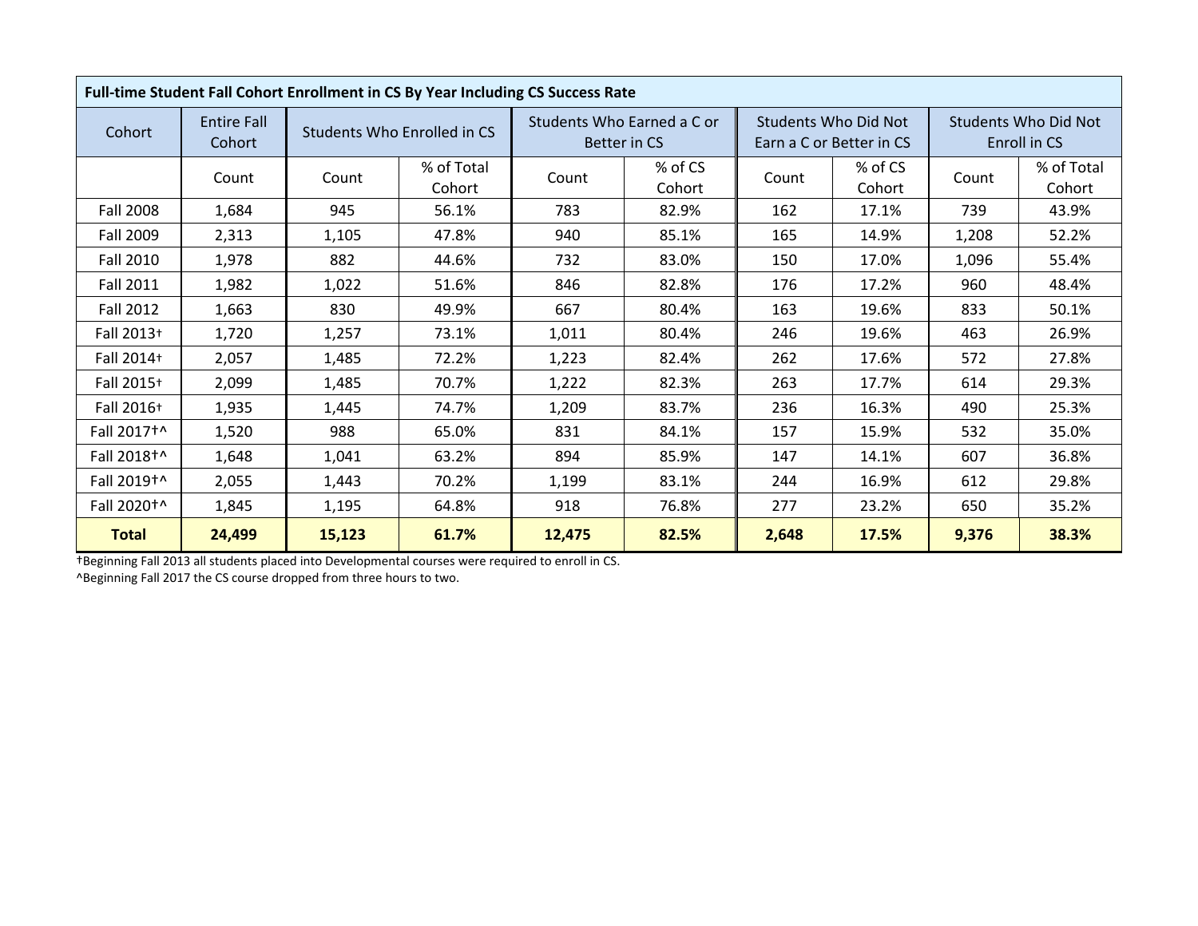| Full-time Student Fall Cohort Enrollment in CS By Year Including CS Success Rate | | | | | | | | | | |
|---|---|---|---|---|---|---|---|---|---|---|
| Cohort | Entire Fall Cohort | Students Who Enrolled in CS | | Students Who Earned a C or Better in CS | | Students Who Did Not Earn a C or Better in CS | | Students Who Did Not Enroll in CS | | |
| | Count | Count | % of Total Cohort | Count | % of CS Cohort | Count | % of CS Cohort | Count | % of Total Cohort | |
| Fall 2008 | 1,684 | 945 | 56.1% | 783 | 82.9% | 162 | 17.1% | 739 | 43.9% | |
| Fall 2009 | 2,313 | 1,105 | 47.8% | 940 | 85.1% | 165 | 14.9% | 1,208 | 52.2% | |
| Fall 2010 | 1,978 | 882 | 44.6% | 732 | 83.0% | 150 | 17.0% | 1,096 | 55.4% | |
| Fall 2011 | 1,982 | 1,022 | 51.6% | 846 | 82.8% | 176 | 17.2% | 960 | 48.4% | |
| Fall 2012 | 1,663 | 830 | 49.9% | 667 | 80.4% | 163 | 19.6% | 833 | 50.1% | |
| Fall 2013† | 1,720 | 1,257 | 73.1% | 1,011 | 80.4% | 246 | 19.6% | 463 | 26.9% | |
| Fall 2014† | 2,057 | 1,485 | 72.2% | 1,223 | 82.4% | 262 | 17.6% | 572 | 27.8% | |
| Fall 2015† | 2,099 | 1,485 | 70.7% | 1,222 | 82.3% | 263 | 17.7% | 614 | 29.3% | |
| Fall 2016† | 1,935 | 1,445 | 74.7% | 1,209 | 83.7% | 236 | 16.3% | 490 | 25.3% | |
| Fall 2017†^ | 1,520 | 988 | 65.0% | 831 | 84.1% | 157 | 15.9% | 532 | 35.0% | |
| Fall 2018†^ | 1,648 | 1,041 | 63.2% | 894 | 85.9% | 147 | 14.1% | 607 | 36.8% | |
| Fall 2019†^ | 2,055 | 1,443 | 70.2% | 1,199 | 83.1% | 244 | 16.9% | 612 | 29.8% | |
| Fall 2020†^ | 1,845 | 1,195 | 64.8% | 918 | 76.8% | 277 | 23.2% | 650 | 35.2% | |
| **Total** | **24,499** | **15,123** | **61.7%** | **12,475** | **82.5%** | **2,648** | **17.5%** | **9,376** | **38.3%** | |

†Beginning Fall 2013 all students placed into Developmental courses were required to enroll in CS.

^Beginning Fall 2017 the CS course dropped from three hours to two.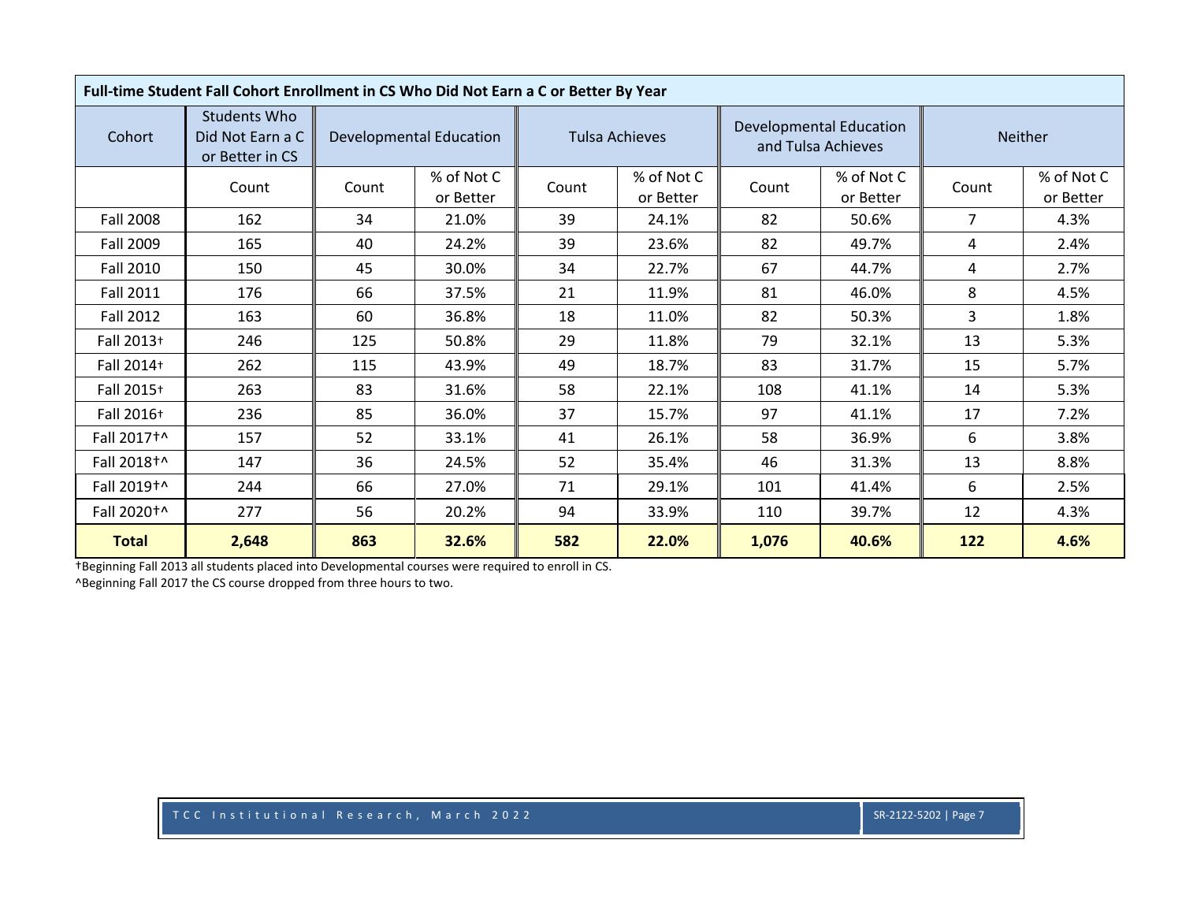| Full-time Student Fall Cohort Enrollment in CS Who Did Not Earn a C or Better By Year | | | | | | | | | |
|---|---|---|---|---|---|---|---|---|---|
| Cohort | Students Who Did Not Earn a C or Better in CS | Developmental Education | | Tulsa Achieves | | Developmental Education and Tulsa Achieves | | Neither | |
| | Count | Count | % of Not C or Better | Count | % of Not C or Better | Count | % of Not C or Better | Count | % of Not C or Better |
| Fall 2008 | 162 | 34 | 21.0% | 39 | 24.1% | 82 | 50.6% | 7 | 4.3% |
| Fall 2009 | 165 | 40 | 24.2% | 39 | 23.6% | 82 | 49.7% | 4 | 2.4% |
| Fall 2010 | 150 | 45 | 30.0% | 34 | 22.7% | 67 | 44.7% | 4 | 2.7% |
| Fall 2011 | 176 | 66 | 37.5% | 21 | 11.9% | 81 | 46.0% | 8 | 4.5% |
| Fall 2012 | 163 | 60 | 36.8% | 18 | 11.0% | 82 | 50.3% | 3 | 1.8% |
| Fall 2013† | 246 | 125 | 50.8% | 29 | 11.8% | 79 | 32.1% | 13 | 5.3% |
| Fall 2014† | 262 | 115 | 43.9% | 49 | 18.7% | 83 | 31.7% | 15 | 5.7% |
| Fall 2015† | 263 | 83 | 31.6% | 58 | 22.1% | 108 | 41.1% | 14 | 5.3% |
| Fall 2016† | 236 | 85 | 36.0% | 37 | 15.7% | 97 | 41.1% | 17 | 7.2% |
| Fall 2017†^ | 157 | 52 | 33.1% | 41 | 26.1% | 58 | 36.9% | 6 | 3.8% |
| Fall 2018†^ | 147 | 36 | 24.5% | 52 | 35.4% | 46 | 31.3% | 13 | 8.8% |
| Fall 2019†^ | 244 | 66 | 27.0% | 71 | 29.1% | 101 | 41.4% | 6 | 2.5% |
| Fall 2020†^ | 277 | 56 | 20.2% | 94 | 33.9% | 110 | 39.7% | 12 | 4.3% |
| **Total** | **2,648** | **863** | **32.6%** | **582** | **22.0%** | **1,076** | **40.6%** | **122** | **4.6%** |

†Beginning Fall 2013 all students placed into Developmental courses were required to enroll in CS.

^Beginning Fall 2017 the CS course dropped from three hours to two.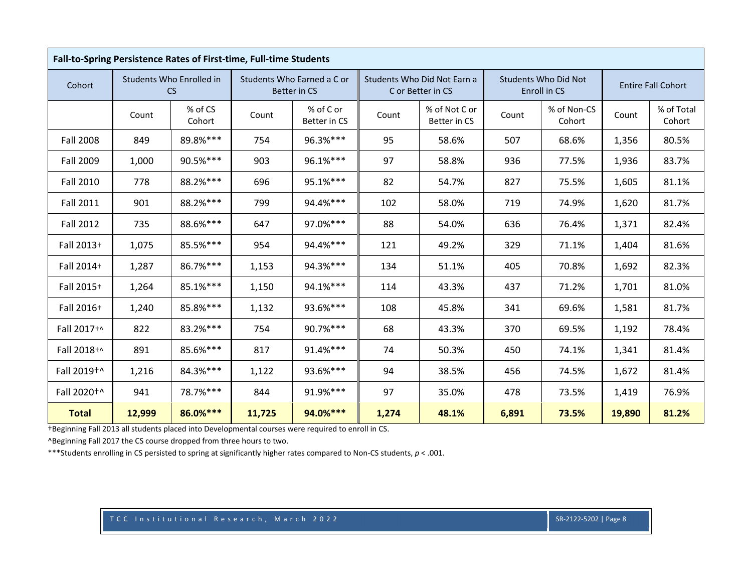**Fall-to-Spring Persistence Rates of First-time, Full-time Students**

| Cohort | Students Who Enrolled in CS | | Students Who Earned a C or Better in CS | | Students Who Did Not Earn a C or Better in CS | | Students Who Did Not Enroll in CS | | Entire Fall Cohort | |
|---|---|---|---|---|---|---|---|---|---|---|
| | Count | % of CS Cohort | Count | % of C or Better in CS | Count | % of Not C or Better in CS | Count | % of Non-CS Cohort | Count | % of Total Cohort |
| Fall 2008 | 849 | 89.8%*** | 754 | 96.3%*** | 95 | 58.6% | 507 | 68.6% | 1,356 | 80.5% |
| Fall 2009 | 1,000 | 90.5%*** | 903 | 96.1%*** | 97 | 58.8% | 936 | 77.5% | 1,936 | 83.7% |
| Fall 2010 | 778 | 88.2%*** | 696 | 95.1%*** | 82 | 54.7% | 827 | 75.5% | 1,605 | 81.1% |
| Fall 2011 | 901 | 88.2%*** | 799 | 94.4%*** | 102 | 58.0% | 719 | 74.9% | 1,620 | 81.7% |
| Fall 2012 | 735 | 88.6%*** | 647 | 97.0%*** | 88 | 54.0% | 636 | 76.4% | 1,371 | 82.4% |
| Fall 2013† | 1,075 | 85.5%*** | 954 | 94.4%*** | 121 | 49.2% | 329 | 71.1% | 1,404 | 81.6% |
| Fall 2014† | 1,287 | 86.7%*** | 1,153 | 94.3%*** | 134 | 51.1% | 405 | 70.8% | 1,692 | 82.3% |
| Fall 2015† | 1,264 | 85.1%*** | 1,150 | 94.1%*** | 114 | 43.3% | 437 | 71.2% | 1,701 | 81.0% |
| Fall 2016† | 1,240 | 85.8%*** | 1,132 | 93.6%*** | 108 | 45.8% | 341 | 69.6% | 1,581 | 81.7% |
| Fall 2017†^ | 822 | 83.2%*** | 754 | 90.7%*** | 68 | 43.3% | 370 | 69.5% | 1,192 | 78.4% |
| Fall 2018†^ | 891 | 85.6%*** | 817 | 91.4%*** | 74 | 50.3% | 450 | 74.1% | 1,341 | 81.4% |
| Fall 2019†^ | 1,216 | 84.3%*** | 1,122 | 93.6%*** | 94 | 38.5% | 456 | 74.5% | 1,672 | 81.4% |
| Fall 2020†^ | 941 | 78.7%*** | 844 | 91.9%*** | 97 | 35.0% | 478 | 73.5% | 1,419 | 76.9% |
| **Total** | **12,999** | **86.0%*** ** | **11,725** | **94.0%*** ** | **1,274** | **48.1%** | **6,891** | **73.5%** | **19,890** | **81.2%** |

†Beginning Fall 2013 all students placed into Developmental courses were required to enroll in CS.

^Beginning Fall 2017 the CS course dropped from three hours to two.

***Students enrolling in CS persisted to spring at significantly higher rates compared to Non-CS students, $p < .001$.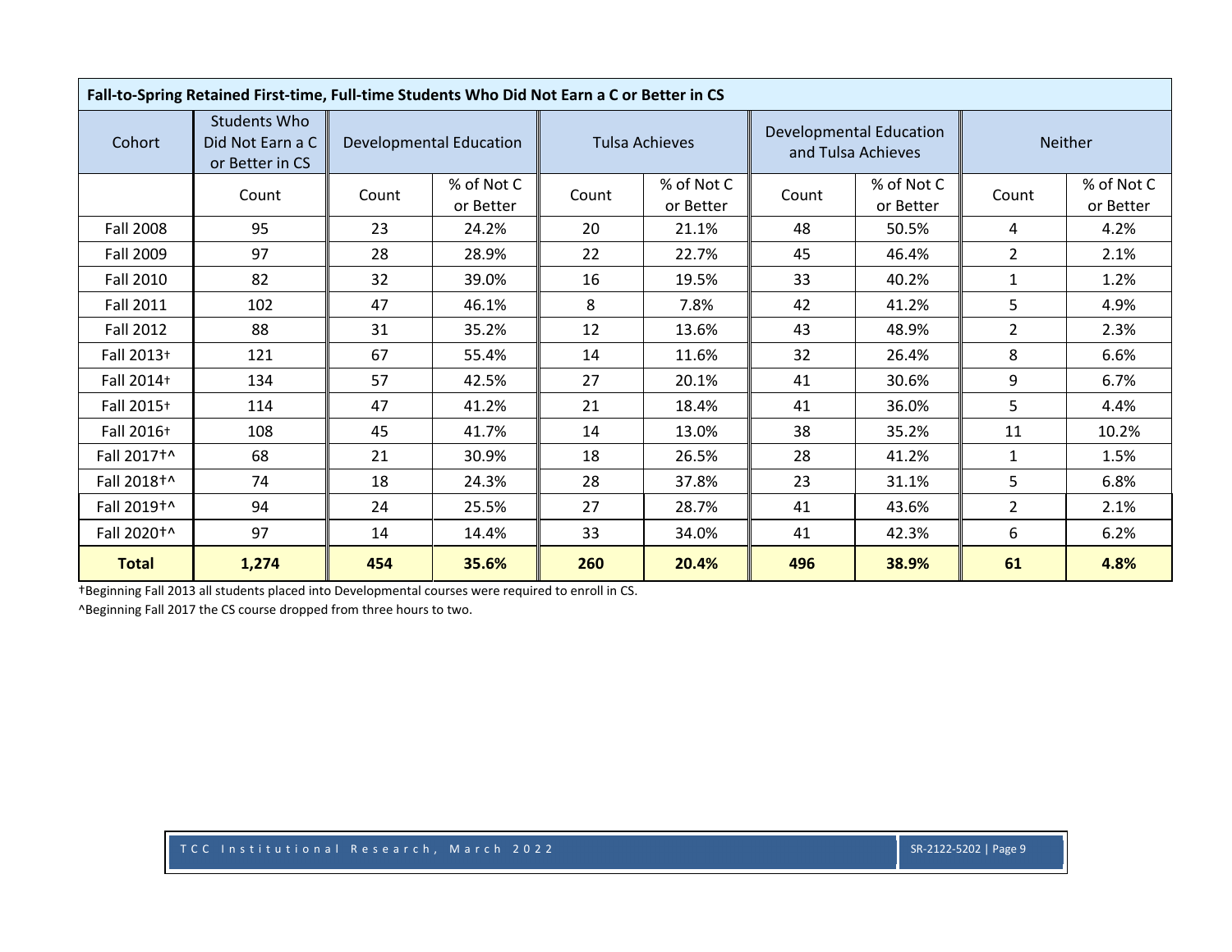| Fall-to-Spring Retained First-time, Full-time Students Who Did Not Earn a C or Better in CS | | | | | | | | | |
|---|---|---|---|---|---|---|---|---|---|
| Cohort | Students Who Did Not Earn a C or Better in CS | Developmental Education | | Tulsa Achieves | | Developmental Education and Tulsa Achieves | | Neither | |
| | Count | Count | % of Not C or Better | Count | % of Not C or Better | Count | % of Not C or Better | Count | % of Not C or Better |
| Fall 2008 | 95 | 23 | 24.2% | 20 | 21.1% | 48 | 50.5% | 4 | 4.2% |
| Fall 2009 | 97 | 28 | 28.9% | 22 | 22.7% | 45 | 46.4% | 2 | 2.1% |
| Fall 2010 | 82 | 32 | 39.0% | 16 | 19.5% | 33 | 40.2% | 1 | 1.2% |
| Fall 2011 | 102 | 47 | 46.1% | 8 | 7.8% | 42 | 41.2% | 5 | 4.9% |
| Fall 2012 | 88 | 31 | 35.2% | 12 | 13.6% | 43 | 48.9% | 2 | 2.3% |
| Fall 2013† | 121 | 67 | 55.4% | 14 | 11.6% | 32 | 26.4% | 8 | 6.6% |
| Fall 2014† | 134 | 57 | 42.5% | 27 | 20.1% | 41 | 30.6% | 9 | 6.7% |
| Fall 2015† | 114 | 47 | 41.2% | 21 | 18.4% | 41 | 36.0% | 5 | 4.4% |
| Fall 2016† | 108 | 45 | 41.7% | 14 | 13.0% | 38 | 35.2% | 11 | 10.2% |
| Fall 2017†^ | 68 | 21 | 30.9% | 18 | 26.5% | 28 | 41.2% | 1 | 1.5% |
| Fall 2018†^ | 74 | 18 | 24.3% | 28 | 37.8% | 23 | 31.1% | 5 | 6.8% |
| Fall 2019†^ | 94 | 24 | 25.5% | 27 | 28.7% | 41 | 43.6% | 2 | 2.1% |
| Fall 2020†^ | 97 | 14 | 14.4% | 33 | 34.0% | 41 | 42.3% | 6 | 6.2% |
| **Total** | **1,274** | **454** | **35.6%** | **260** | **20.4%** | **496** | **38.9%** | **61** | **4.8%** |

†Beginning Fall 2013 all students placed into Developmental courses were required to enroll in CS.

^Beginning Fall 2017 the CS course dropped from three hours to two.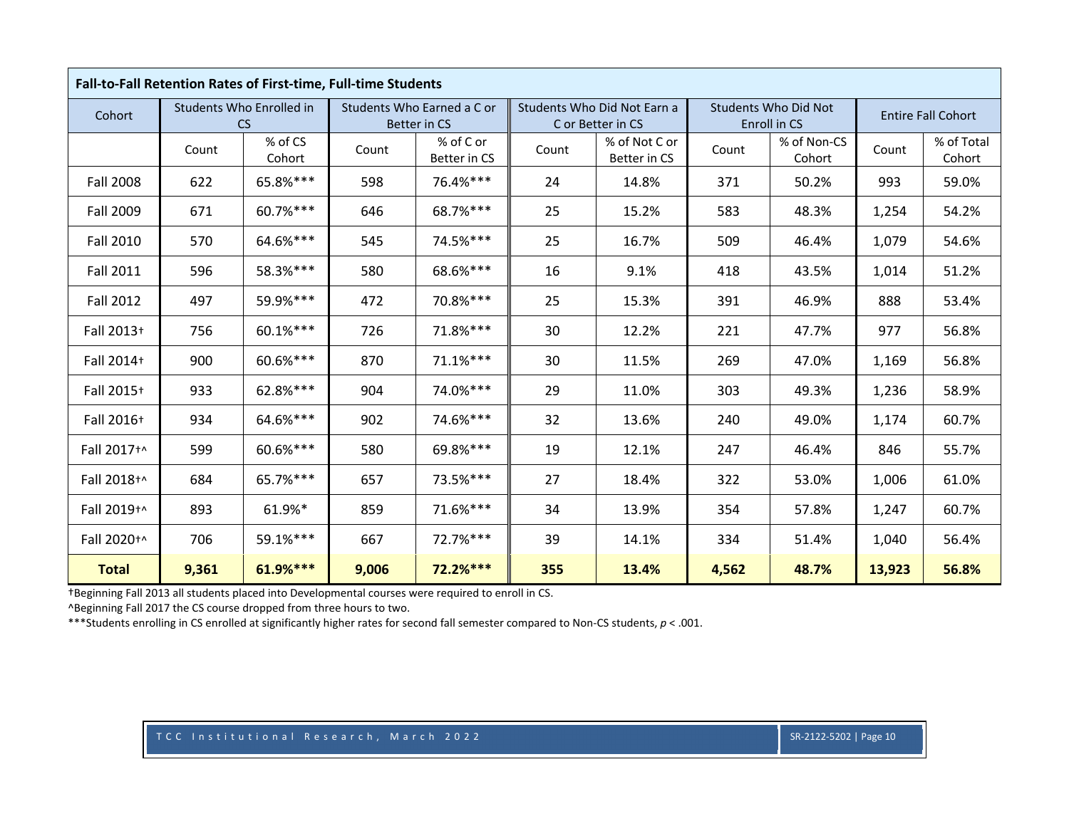| Fall-to-Fall Retention Rates of First-time, Full-time Students | | | | | | | | | | |
|---|---|---|---|---|---|---|---|---|---|---|
| Cohort | Students Who Enrolled in CS | | Students Who Earned a C or Better in CS | | Students Who Did Not Earn a C or Better in CS | | Students Who Did Not Enroll in CS | | Entire Fall Cohort | |
| | Count | % of CS Cohort | Count | % of C or Better in CS | Count | % of Not C or Better in CS | Count | % of Non-CS Cohort | Count | % of Total Cohort |
| Fall 2008 | 622 | 65.8%*** | 598 | 76.4%*** | 24 | 14.8% | 371 | 50.2% | 993 | 59.0% |
| Fall 2009 | 671 | 60.7%*** | 646 | 68.7%*** | 25 | 15.2% | 583 | 48.3% | 1,254 | 54.2% |
| Fall 2010 | 570 | 64.6%*** | 545 | 74.5%*** | 25 | 16.7% | 509 | 46.4% | 1,079 | 54.6% |
| Fall 2011 | 596 | 58.3%*** | 580 | 68.6%*** | 16 | 9.1% | 418 | 43.5% | 1,014 | 51.2% |
| Fall 2012 | 497 | 59.9%*** | 472 | 70.8%*** | 25 | 15.3% | 391 | 46.9% | 888 | 53.4% |
| Fall 2013† | 756 | 60.1%*** | 726 | 71.8%*** | 30 | 12.2% | 221 | 47.7% | 977 | 56.8% |
| Fall 2014† | 900 | 60.6%*** | 870 | 71.1%*** | 30 | 11.5% | 269 | 47.0% | 1,169 | 56.8% |
| Fall 2015† | 933 | 62.8%*** | 904 | 74.0%*** | 29 | 11.0% | 303 | 49.3% | 1,236 | 58.9% |
| Fall 2016† | 934 | 64.6%*** | 902 | 74.6%*** | 32 | 13.6% | 240 | 49.0% | 1,174 | 60.7% |
| Fall 2017†^ | 599 | 60.6%*** | 580 | 69.8%*** | 19 | 12.1% | 247 | 46.4% | 846 | 55.7% |
| Fall 2018†^ | 684 | 65.7%*** | 657 | 73.5%*** | 27 | 18.4% | 322 | 53.0% | 1,006 | 61.0% |
| Fall 2019†^ | 893 | 61.9%* | 859 | 71.6%*** | 34 | 13.9% | 354 | 57.8% | 1,247 | 60.7% |
| Fall 2020†^ | 706 | 59.1%*** | 667 | 72.7%*** | 39 | 14.1% | 334 | 51.4% | 1,040 | 56.4% |
| **Total** | **9,361** | **61.9%*** ** | **9,006** | **72.2%*** ** | **355** | **13.4%** | **4,562** | **48.7%** | **13,923** | **56.8%** |

†Beginning Fall 2013 all students placed into Developmental courses were required to enroll in CS.

^Beginning Fall 2017 the CS course dropped from three hours to two.

***Students enrolling in CS enrolled at significantly higher rates for second fall semester compared to Non-CS students, $p < .001$.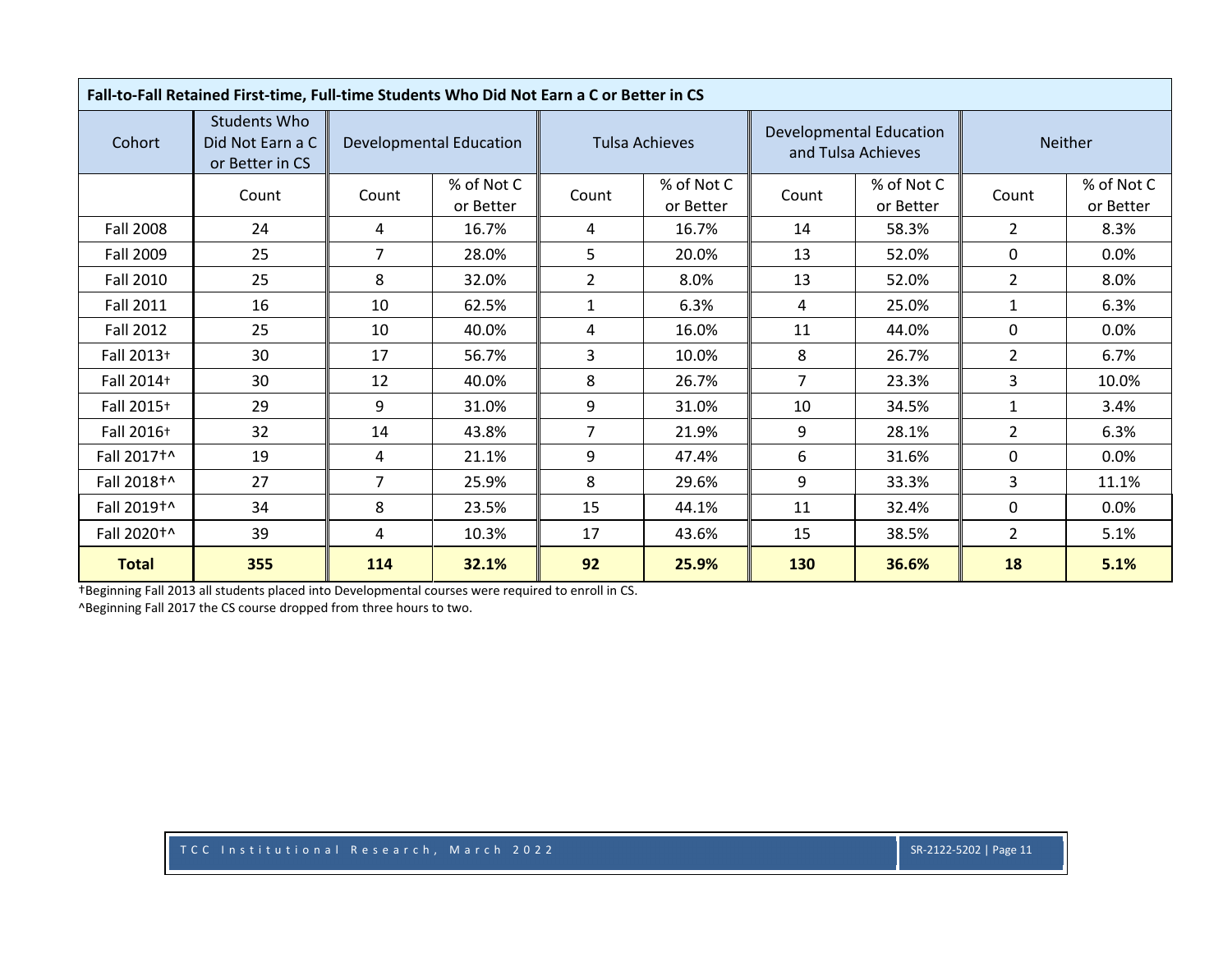| Fall-to-Fall Retained First-time, Full-time Students Who Did Not Earn a C or Better in CS | | | | | | | | | | |
|---|---|---|---|---|---|---|---|---|---|---|
| Cohort | Students Who Did Not Earn a C or Better in CS | Developmental Education | | Tulsa Achieves | | Developmental Education and Tulsa Achieves | | Neither | | |
| | Count | Count | % of Not C or Better | Count | % of Not C or Better | Count | % of Not C or Better | Count | % of Not C or Better | |
| Fall 2008 | 24 | 4 | 16.7% | 4 | 16.7% | 14 | 58.3% | 2 | 8.3% | |
| Fall 2009 | 25 | 7 | 28.0% | 5 | 20.0% | 13 | 52.0% | 0 | 0.0% | |
| Fall 2010 | 25 | 8 | 32.0% | 2 | 8.0% | 13 | 52.0% | 2 | 8.0% | |
| Fall 2011 | 16 | 10 | 62.5% | 1 | 6.3% | 4 | 25.0% | 1 | 6.3% | |
| Fall 2012 | 25 | 10 | 40.0% | 4 | 16.0% | 11 | 44.0% | 0 | 0.0% | |
| Fall 2013† | 30 | 17 | 56.7% | 3 | 10.0% | 8 | 26.7% | 2 | 6.7% | |
| Fall 2014† | 30 | 12 | 40.0% | 8 | 26.7% | 7 | 23.3% | 3 | 10.0% | |
| Fall 2015† | 29 | 9 | 31.0% | 9 | 31.0% | 10 | 34.5% | 1 | 3.4% | |
| Fall 2016† | 32 | 14 | 43.8% | 7 | 21.9% | 9 | 28.1% | 2 | 6.3% | |
| Fall 2017†^ | 19 | 4 | 21.1% | 9 | 47.4% | 6 | 31.6% | 0 | 0.0% | |
| Fall 2018†^ | 27 | 7 | 25.9% | 8 | 29.6% | 9 | 33.3% | 3 | 11.1% | |
| Fall 2019†^ | 34 | 8 | 23.5% | 15 | 44.1% | 11 | 32.4% | 0 | 0.0% | |
| Fall 2020†^ | 39 | 4 | 10.3% | 17 | 43.6% | 15 | 38.5% | 2 | 5.1% | |
| **Total** | **355** | **114** | **32.1%** | **92** | **25.9%** | **130** | **36.6%** | **18** | **5.1%** | |

†Beginning Fall 2013 all students placed into Developmental courses were required to enroll in CS.

^Beginning Fall 2017 the CS course dropped from three hours to two.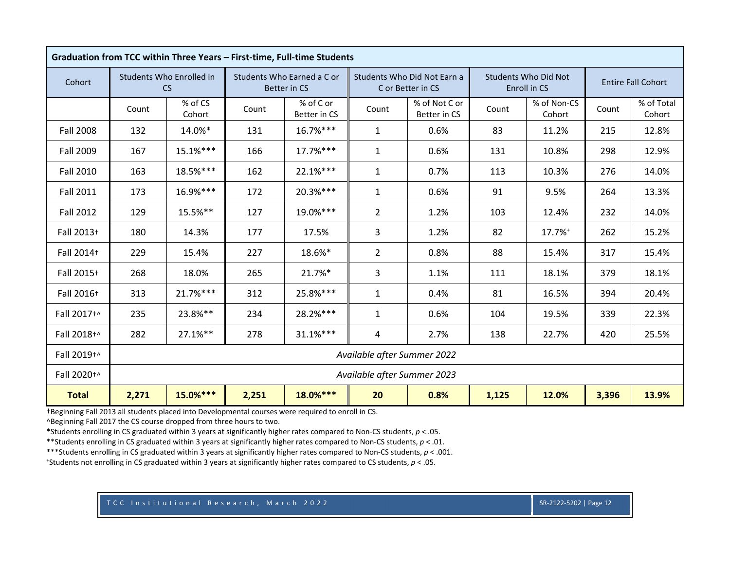| Graduation from TCC within Three Years – First-time, Full-time Students | | | | | | | | | | |
|---|---|---|---|---|---|---|---|---|---|---|
| Cohort | Students Who Enrolled in CS | | Students Who Earned a C or Better in CS | | Students Who Did Not Earn a C or Better in CS | | Students Who Did Not Enroll in CS | | Entire Fall Cohort | |
| | Count | % of CS Cohort | Count | % of C or Better in CS | Count | % of Not C or Better in CS | Count | % of Non-CS Cohort | Count | % of Total Cohort |
| Fall 2008 | 132 | 14.0%* | 131 | 16.7%*** | 1 | 0.6% | 83 | 11.2% | 215 | 12.8% |
| Fall 2009 | 167 | 15.1%*** | 166 | 17.7%*** | 1 | 0.6% | 131 | 10.8% | 298 | 12.9% |
| Fall 2010 | 163 | 18.5%*** | 162 | 22.1%*** | 1 | 0.7% | 113 | 10.3% | 276 | 14.0% |
| Fall 2011 | 173 | 16.9%*** | 172 | 20.3%*** | 1 | 0.6% | 91 | 9.5% | 264 | 13.3% |
| Fall 2012 | 129 | 15.5%** | 127 | 19.0%*** | 2 | 1.2% | 103 | 12.4% | 232 | 14.0% |
| Fall 2013† | 180 | 14.3% | 177 | 17.5% | 3 | 1.2% | 82 | 17.7%+ | 262 | 15.2% |
| Fall 2014† | 229 | 15.4% | 227 | 18.6%* | 2 | 0.8% | 88 | 15.4% | 317 | 15.4% |
| Fall 2015† | 268 | 18.0% | 265 | 21.7%* | 3 | 1.1% | 111 | 18.1% | 379 | 18.1% |
| Fall 2016† | 313 | 21.7%*** | 312 | 25.8%*** | 1 | 0.4% | 81 | 16.5% | 394 | 20.4% |
| Fall 2017†^ | 235 | 23.8%** | 234 | 28.2%*** | 1 | 0.6% | 104 | 19.5% | 339 | 22.3% |
| Fall 2018†^ | 282 | 27.1%** | 278 | 31.1%*** | 4 | 2.7% | 138 | 22.7% | 420 | 25.5% |
| Fall 2019†^ | *Available after Summer 2022* | | | | | | | | | |
| Fall 2020†^ | *Available after Summer 2023* | | | | | | | | | |
| **Total** | **2,271** | **15.0%*** ** | **2,251** | **18.0%*** ** | **20** | **0.8%** | **1,125** | **12.0%** | **3,396** | **13.9%** |

†Beginning Fall 2013 all students placed into Developmental courses were required to enroll in CS.

^Beginning Fall 2017 the CS course dropped from three hours to two.

*Students enrolling in CS graduated within 3 years at significantly higher rates compared to Non-CS students, $p < .05$.

**Students enrolling in CS graduated within 3 years at significantly higher rates compared to Non-CS students, $p < .01$.

***Students enrolling in CS graduated within 3 years at significantly higher rates compared to Non-CS students, $p < .001$.

+Students not enrolling in CS graduated within 3 years at significantly higher rates compared to CS students, $p < .05$.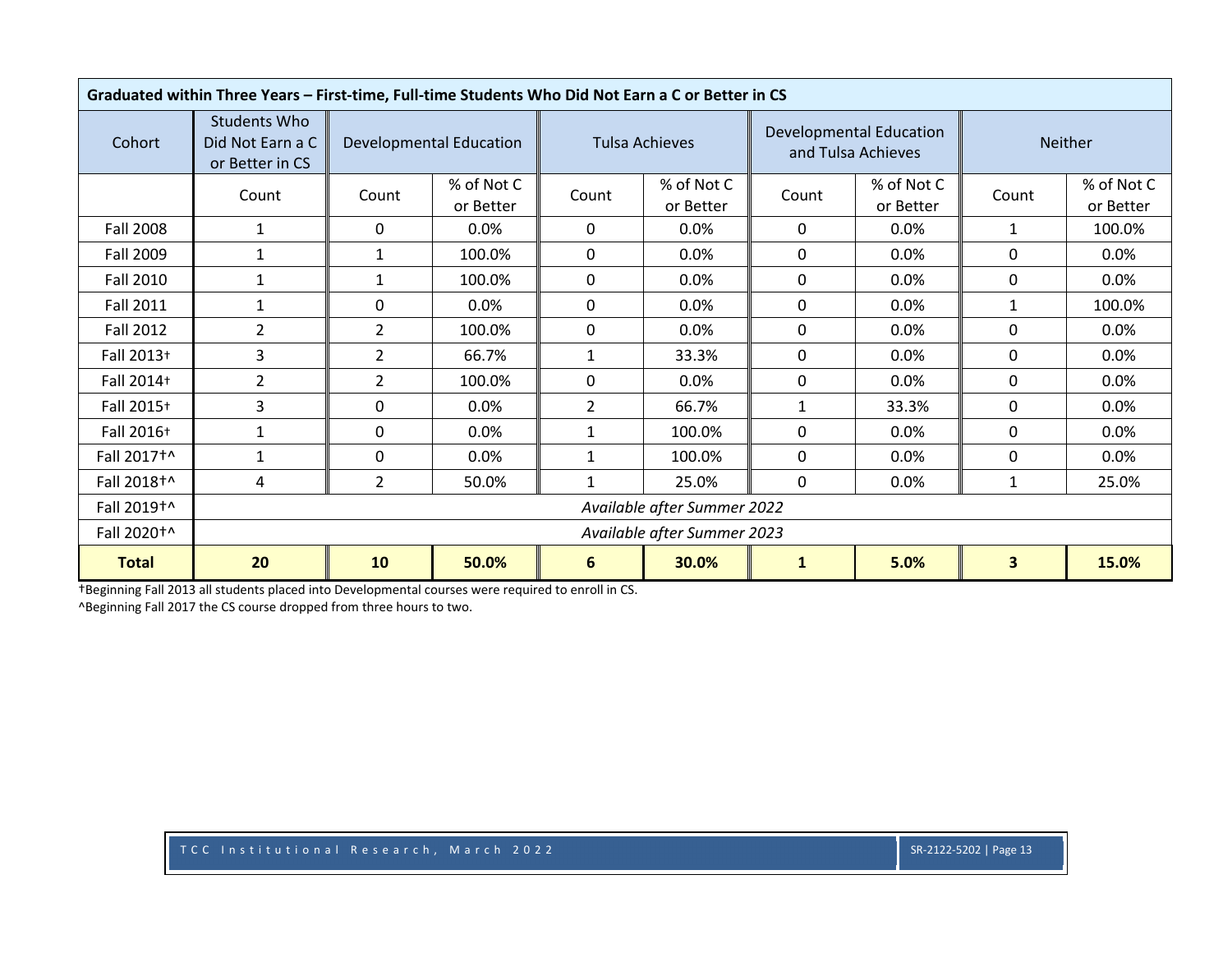**Graduated within Three Years – First-time, Full-time Students Who Did Not Earn a C or Better in CS**

| Cohort | Students Who Did Not Earn a C or Better in CS | Developmental Education | | Tulsa Achieves | | Developmental Education and Tulsa Achieves | | Neither | |
|---|---|---|---|---|---|---|---|---|---|
| | Count | Count | % of Not C or Better | Count | % of Not C or Better | Count | % of Not C or Better | Count | % of Not C or Better |
| Fall 2008 | 1 | 0 | 0.0% | 0 | 0.0% | 0 | 0.0% | 1 | 100.0% |
| Fall 2009 | 1 | 1 | 100.0% | 0 | 0.0% | 0 | 0.0% | 0 | 0.0% |
| Fall 2010 | 1 | 1 | 100.0% | 0 | 0.0% | 0 | 0.0% | 0 | 0.0% |
| Fall 2011 | 1 | 0 | 0.0% | 0 | 0.0% | 0 | 0.0% | 1 | 100.0% |
| Fall 2012 | 2 | 2 | 100.0% | 0 | 0.0% | 0 | 0.0% | 0 | 0.0% |
| Fall 2013† | 3 | 2 | 66.7% | 1 | 33.3% | 0 | 0.0% | 0 | 0.0% |
| Fall 2014† | 2 | 2 | 100.0% | 0 | 0.0% | 0 | 0.0% | 0 | 0.0% |
| Fall 2015† | 3 | 0 | 0.0% | 2 | 66.7% | 1 | 33.3% | 0 | 0.0% |
| Fall 2016† | 1 | 0 | 0.0% | 1 | 100.0% | 0 | 0.0% | 0 | 0.0% |
| Fall 2017†^ | 1 | 0 | 0.0% | 1 | 100.0% | 0 | 0.0% | 0 | 0.0% |
| Fall 2018†^ | 4 | 2 | 50.0% | 1 | 25.0% | 0 | 0.0% | 1 | 25.0% |
| Fall 2019†^ | *Available after Summer 2022* | | | | | | | | |
| Fall 2020†^ | *Available after Summer 2023* | | | | | | | | |
| **Total** | **20** | **10** | **50.0%** | **6** | **30.0%** | **1** | **5.0%** | **3** | **15.0%** |

†Beginning Fall 2013 all students placed into Developmental courses were required to enroll in CS.
^Beginning Fall 2017 the CS course dropped from three hours to two.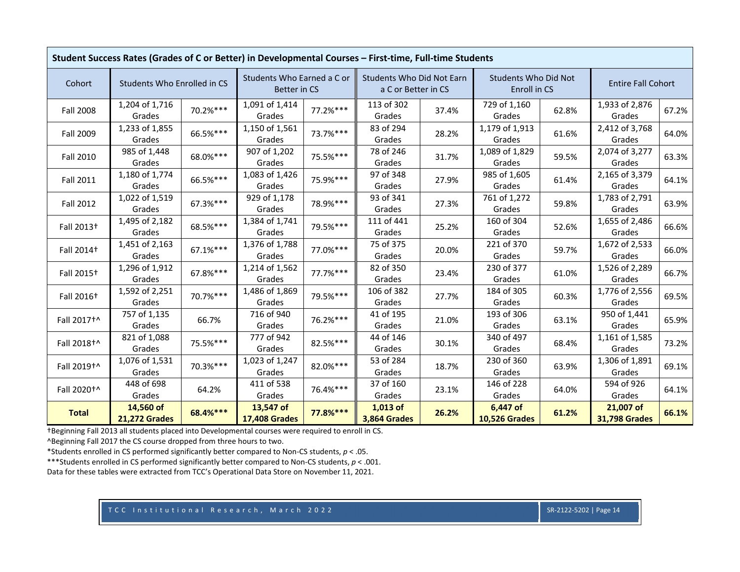| Student Success Rates (Grades of C or Better) in Developmental Courses – First-time, Full-time Students | | | | | | | | | | |
|---|---|---|---|---|---|---|---|---|---|---|
| Cohort | Students Who Enrolled in CS | | Students Who Earned a C or Better in CS | | Students Who Did Not Earn a C or Better in CS | | Students Who Did Not Enroll in CS | | Entire Fall Cohort | |
| Fall 2008 | 1,204 of 1,716 Grades | 70.2%*** | 1,091 of 1,414 Grades | 77.2%*** | 113 of 302 Grades | 37.4% | 729 of 1,160 Grades | 62.8% | 1,933 of 2,876 Grades | 67.2% |
| Fall 2009 | 1,233 of 1,855 Grades | 66.5%*** | 1,150 of 1,561 Grades | 73.7%*** | 83 of 294 Grades | 28.2% | 1,179 of 1,913 Grades | 61.6% | 2,412 of 3,768 Grades | 64.0% |
| Fall 2010 | 985 of 1,448 Grades | 68.0%*** | 907 of 1,202 Grades | 75.5%*** | 78 of 246 Grades | 31.7% | 1,089 of 1,829 Grades | 59.5% | 2,074 of 3,277 Grades | 63.3% |
| Fall 2011 | 1,180 of 1,774 Grades | 66.5%*** | 1,083 of 1,426 Grades | 75.9%*** | 97 of 348 Grades | 27.9% | 985 of 1,605 Grades | 61.4% | 2,165 of 3,379 Grades | 64.1% |
| Fall 2012 | 1,022 of 1,519 Grades | 67.3%*** | 929 of 1,178 Grades | 78.9%*** | 93 of 341 Grades | 27.3% | 761 of 1,272 Grades | 59.8% | 1,783 of 2,791 Grades | 63.9% |
| Fall 2013† | 1,495 of 2,182 Grades | 68.5%*** | 1,384 of 1,741 Grades | 79.5%*** | 111 of 441 Grades | 25.2% | 160 of 304 Grades | 52.6% | 1,655 of 2,486 Grades | 66.6% |
| Fall 2014† | 1,451 of 2,163 Grades | 67.1%*** | 1,376 of 1,788 Grades | 77.0%*** | 75 of 375 Grades | 20.0% | 221 of 370 Grades | 59.7% | 1,672 of 2,533 Grades | 66.0% |
| Fall 2015† | 1,296 of 1,912 Grades | 67.8%*** | 1,214 of 1,562 Grades | 77.7%*** | 82 of 350 Grades | 23.4% | 230 of 377 Grades | 61.0% | 1,526 of 2,289 Grades | 66.7% |
| Fall 2016† | 1,592 of 2,251 Grades | 70.7%*** | 1,486 of 1,869 Grades | 79.5%*** | 106 of 382 Grades | 27.7% | 184 of 305 Grades | 60.3% | 1,776 of 2,556 Grades | 69.5% |
| Fall 2017†^ | 757 of 1,135 Grades | 66.7% | 716 of 940 Grades | 76.2%*** | 41 of 195 Grades | 21.0% | 193 of 306 Grades | 63.1% | 950 of 1,441 Grades | 65.9% |
| Fall 2018†^ | 821 of 1,088 Grades | 75.5%*** | 777 of 942 Grades | 82.5%*** | 44 of 146 Grades | 30.1% | 340 of 497 Grades | 68.4% | 1,161 of 1,585 Grades | 73.2% |
| Fall 2019†^ | 1,076 of 1,531 Grades | 70.3%*** | 1,023 of 1,247 Grades | 82.0%*** | 53 of 284 Grades | 18.7% | 230 of 360 Grades | 63.9% | 1,306 of 1,891 Grades | 69.1% |
| Fall 2020†^ | 448 of 698 Grades | 64.2% | 411 of 538 Grades | 76.4%*** | 37 of 160 Grades | 23.1% | 146 of 228 Grades | 64.0% | 594 of 926 Grades | 64.1% |
| **Total** | **14,560 of 21,272 Grades** | **68.4%*** ** | **13,547 of 17,408 Grades** | **77.8%*** ** | **1,013 of 3,864 Grades** | **26.2%** | **6,447 of 10,526 Grades** | **61.2%** | **21,007 of 31,798 Grades** | **66.1%** |

†Beginning Fall 2013 all students placed into Developmental courses were required to enroll in CS.

^Beginning Fall 2017 the CS course dropped from three hours to two.

*Students enrolled in CS performed significantly better compared to Non-CS students, $p < .05$.

***Students enrolled in CS performed significantly better compared to Non-CS students, $p < .001$.

Data for these tables were extracted from TCC's Operational Data Store on November 11, 2021.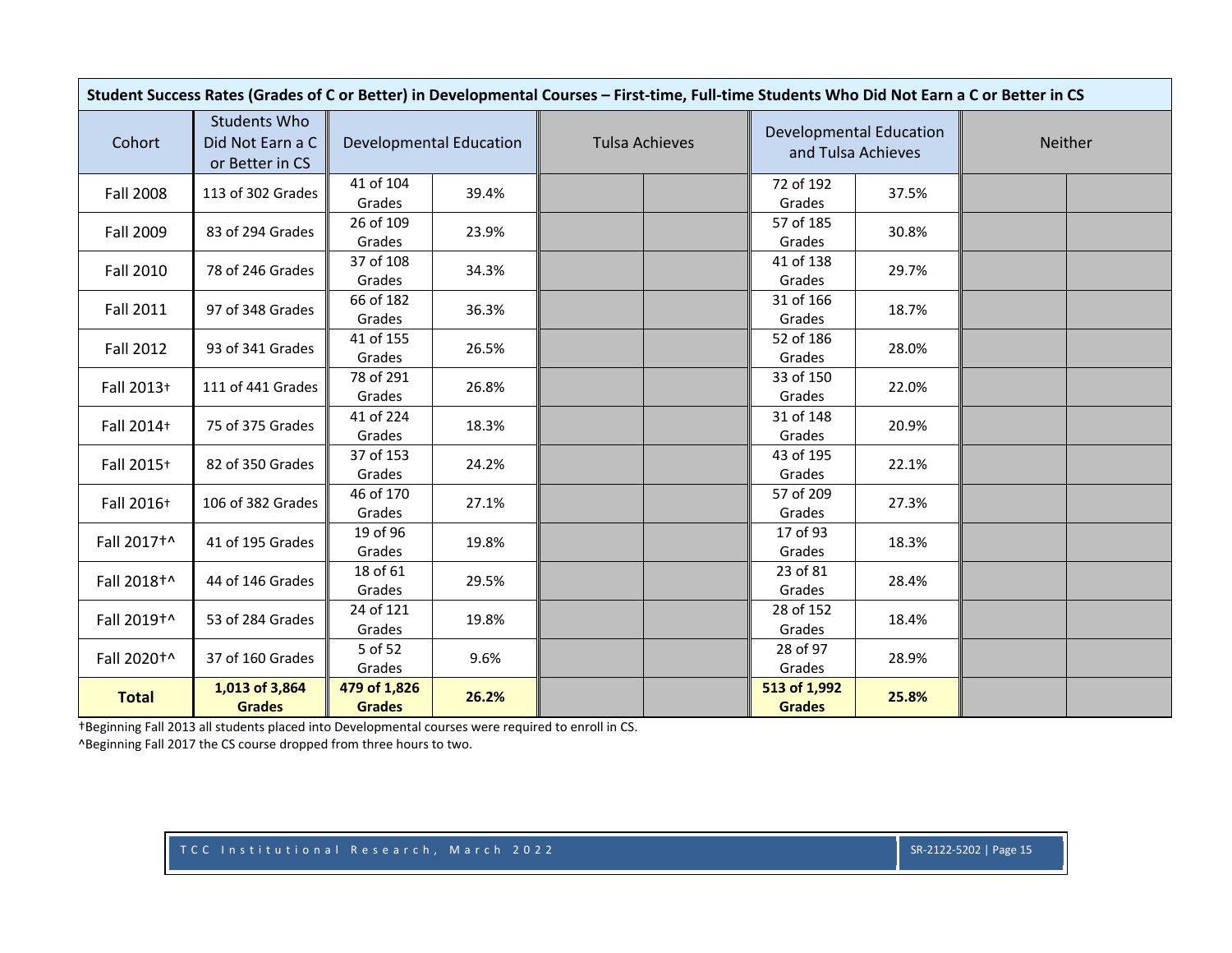| Student Success Rates (Grades of C or Better) in Developmental Courses – First-time, Full-time Students Who Did Not Earn a C or Better in CS | | | | | | | | | |
|---|---|---|---|---|---|---|---|---|---|
| Cohort | Students Who Did Not Earn a C or Better in CS | Developmental Education | | Tulsa Achieves | | Developmental Education and Tulsa Achieves | | Neither | |
| Fall 2008 | 113 of 302 Grades | 41 of 104 Grades | 39.4% | | | 72 of 192 Grades | 37.5% | | |
| Fall 2009 | 83 of 294 Grades | 26 of 109 Grades | 23.9% | | | 57 of 185 Grades | 30.8% | | |
| Fall 2010 | 78 of 246 Grades | 37 of 108 Grades | 34.3% | | | 41 of 138 Grades | 29.7% | | |
| Fall 2011 | 97 of 348 Grades | 66 of 182 Grades | 36.3% | | | 31 of 166 Grades | 18.7% | | |
| Fall 2012 | 93 of 341 Grades | 41 of 155 Grades | 26.5% | | | 52 of 186 Grades | 28.0% | | |
| Fall 2013† | 111 of 441 Grades | 78 of 291 Grades | 26.8% | | | 33 of 150 Grades | 22.0% | | |
| Fall 2014† | 75 of 375 Grades | 41 of 224 Grades | 18.3% | | | 31 of 148 Grades | 20.9% | | |
| Fall 2015† | 82 of 350 Grades | 37 of 153 Grades | 24.2% | | | 43 of 195 Grades | 22.1% | | |
| Fall 2016† | 106 of 382 Grades | 46 of 170 Grades | 27.1% | | | 57 of 209 Grades | 27.3% | | |
| Fall 2017†^ | 41 of 195 Grades | 19 of 96 Grades | 19.8% | | | 17 of 93 Grades | 18.3% | | |
| Fall 2018†^ | 44 of 146 Grades | 18 of 61 Grades | 29.5% | | | 23 of 81 Grades | 28.4% | | |
| Fall 2019†^ | 53 of 284 Grades | 24 of 121 Grades | 19.8% | | | 28 of 152 Grades | 18.4% | | |
| Fall 2020†^ | 37 of 160 Grades | 5 of 52 Grades | 9.6% | | | 28 of 97 Grades | 28.9% | | |
| **Total** | **1,013 of 3,864 Grades** | **479 of 1,826 Grades** | **26.2%** | | | **513 of 1,992 Grades** | **25.8%** | | |

†Beginning Fall 2013 all students placed into Developmental courses were required to enroll in CS.
^Beginning Fall 2017 the CS course dropped from three hours to two.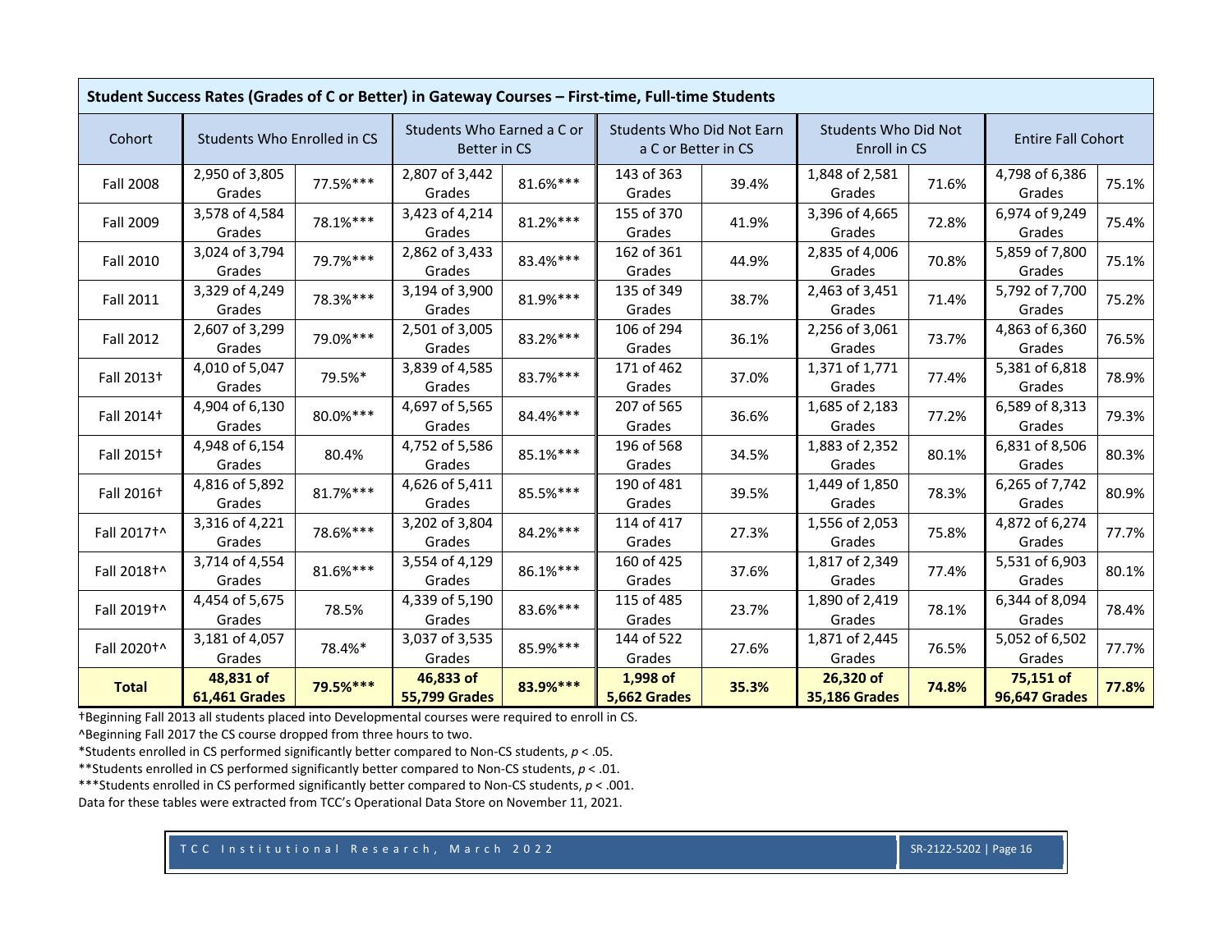**Student Success Rates (Grades of C or Better) in Gateway Courses – First-time, Full-time Students**

| Cohort | Students Who Enrolled in CS | | Students Who Earned a C or Better in CS | | Students Who Did Not Earn a C or Better in CS | | Students Who Did Not Enroll in CS | | Entire Fall Cohort | |
|---|---|---|---|---|---|---|---|---|---|---|
| Fall 2008 | 2,950 of 3,805 Grades | 77.5%*** | 2,807 of 3,442 Grades | 81.6%*** | 143 of 363 Grades | 39.4% | 1,848 of 2,581 Grades | 71.6% | 4,798 of 6,386 Grades | 75.1% |
| Fall 2009 | 3,578 of 4,584 Grades | 78.1%*** | 3,423 of 4,214 Grades | 81.2%*** | 155 of 370 Grades | 41.9% | 3,396 of 4,665 Grades | 72.8% | 6,974 of 9,249 Grades | 75.4% |
| Fall 2010 | 3,024 of 3,794 Grades | 79.7%*** | 2,862 of 3,433 Grades | 83.4%*** | 162 of 361 Grades | 44.9% | 2,835 of 4,006 Grades | 70.8% | 5,859 of 7,800 Grades | 75.1% |
| Fall 2011 | 3,329 of 4,249 Grades | 78.3%*** | 3,194 of 3,900 Grades | 81.9%*** | 135 of 349 Grades | 38.7% | 2,463 of 3,451 Grades | 71.4% | 5,792 of 7,700 Grades | 75.2% |
| Fall 2012 | 2,607 of 3,299 Grades | 79.0%*** | 2,501 of 3,005 Grades | 83.2%*** | 106 of 294 Grades | 36.1% | 2,256 of 3,061 Grades | 73.7% | 4,863 of 6,360 Grades | 76.5% |
| Fall 2013† | 4,010 of 5,047 Grades | 79.5%* | 3,839 of 4,585 Grades | 83.7%*** | 171 of 462 Grades | 37.0% | 1,371 of 1,771 Grades | 77.4% | 5,381 of 6,818 Grades | 78.9% |
| Fall 2014† | 4,904 of 6,130 Grades | 80.0%*** | 4,697 of 5,565 Grades | 84.4%*** | 207 of 565 Grades | 36.6% | 1,685 of 2,183 Grades | 77.2% | 6,589 of 8,313 Grades | 79.3% |
| Fall 2015† | 4,948 of 6,154 Grades | 80.4% | 4,752 of 5,586 Grades | 85.1%*** | 196 of 568 Grades | 34.5% | 1,883 of 2,352 Grades | 80.1% | 6,831 of 8,506 Grades | 80.3% |
| Fall 2016† | 4,816 of 5,892 Grades | 81.7%*** | 4,626 of 5,411 Grades | 85.5%*** | 190 of 481 Grades | 39.5% | 1,449 of 1,850 Grades | 78.3% | 6,265 of 7,742 Grades | 80.9% |
| Fall 2017†^ | 3,316 of 4,221 Grades | 78.6%*** | 3,202 of 3,804 Grades | 84.2%*** | 114 of 417 Grades | 27.3% | 1,556 of 2,053 Grades | 75.8% | 4,872 of 6,274 Grades | 77.7% |
| Fall 2018†^ | 3,714 of 4,554 Grades | 81.6%*** | 3,554 of 4,129 Grades | 86.1%*** | 160 of 425 Grades | 37.6% | 1,817 of 2,349 Grades | 77.4% | 5,531 of 6,903 Grades | 80.1% |
| Fall 2019†^ | 4,454 of 5,675 Grades | 78.5% | 4,339 of 5,190 Grades | 83.6%*** | 115 of 485 Grades | 23.7% | 1,890 of 2,419 Grades | 78.1% | 6,344 of 8,094 Grades | 78.4% |
| Fall 2020†^ | 3,181 of 4,057 Grades | 78.4%* | 3,037 of 3,535 Grades | 85.9%*** | 144 of 522 Grades | 27.6% | 1,871 of 2,445 Grades | 76.5% | 5,052 of 6,502 Grades | 77.7% |
| **Total** | **48,831 of 61,461 Grades** | **79.5%*** ** | **46,833 of 55,799 Grades** | **83.9%*** ** | **1,998 of 5,662 Grades** | **35.3%** | **26,320 of 35,186 Grades** | **74.8%** | **75,151 of 96,647 Grades** | **77.8%** |

†Beginning Fall 2013 all students placed into Developmental courses were required to enroll in CS.

^Beginning Fall 2017 the CS course dropped from three hours to two.

*Students enrolled in CS performed significantly better compared to Non-CS students, $p < .05$.

**Students enrolled in CS performed significantly better compared to Non-CS students, $p < .01$.

***Students enrolled in CS performed significantly better compared to Non-CS students, $p < .001$.

Data for these tables were extracted from TCC's Operational Data Store on November 11, 2021.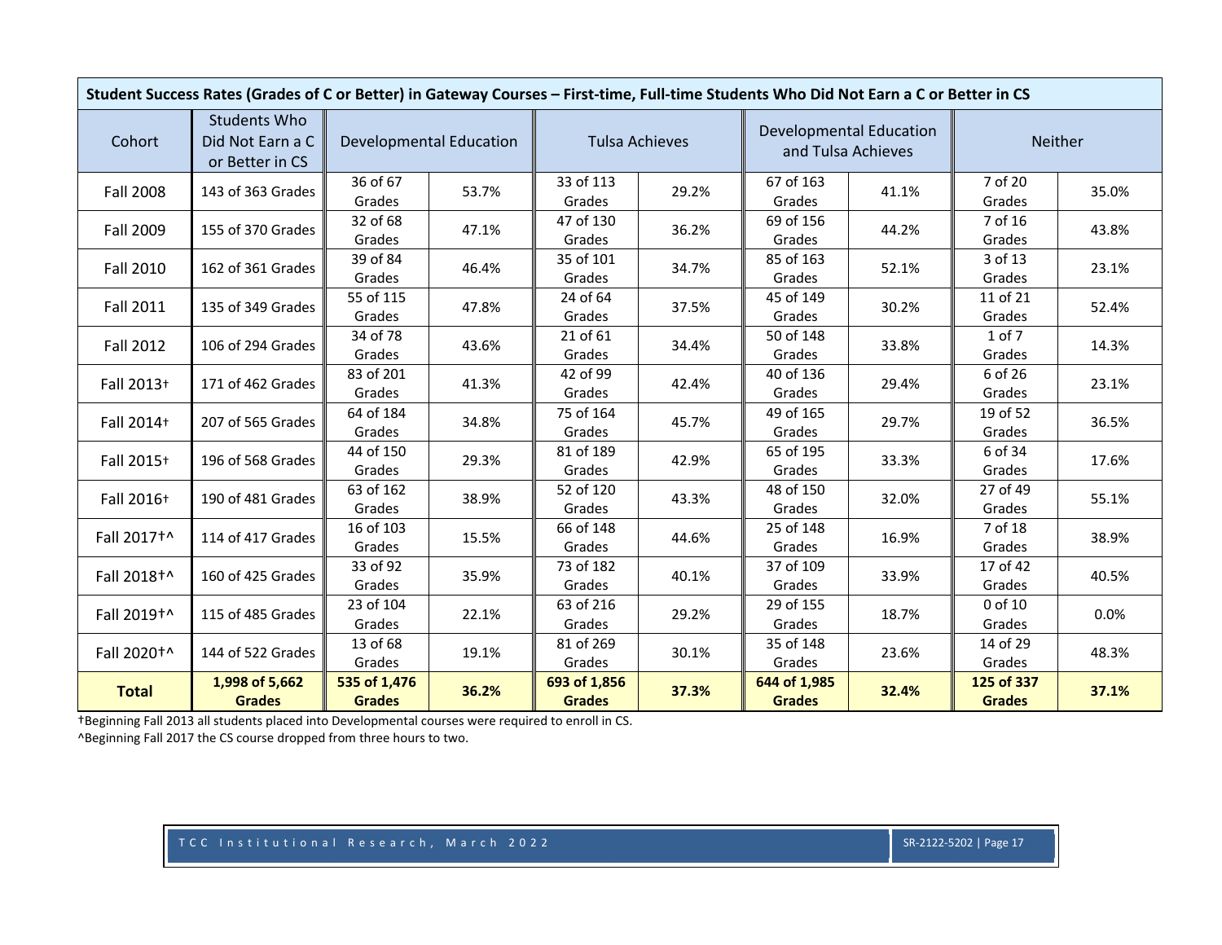| Student Success Rates (Grades of C or Better) in Gateway Courses – First-time, Full-time Students Who Did Not Earn a C or Better in CS | | | | | | | | | | |
|---|---|---|---|---|---|---|---|---|---|---|
| Cohort | Students Who Did Not Earn a C or Better in CS | Developmental Education | | Tulsa Achieves | | Developmental Education and Tulsa Achieves | | Neither | | |
| Fall 2008 | 143 of 363 Grades | 36 of 67 Grades | 53.7% | 33 of 113 Grades | 29.2% | 67 of 163 Grades | 41.1% | 7 of 20 Grades | 35.0% |
| Fall 2009 | 155 of 370 Grades | 32 of 68 Grades | 47.1% | 47 of 130 Grades | 36.2% | 69 of 156 Grades | 44.2% | 7 of 16 Grades | 43.8% |
| Fall 2010 | 162 of 361 Grades | 39 of 84 Grades | 46.4% | 35 of 101 Grades | 34.7% | 85 of 163 Grades | 52.1% | 3 of 13 Grades | 23.1% |
| Fall 2011 | 135 of 349 Grades | 55 of 115 Grades | 47.8% | 24 of 64 Grades | 37.5% | 45 of 149 Grades | 30.2% | 11 of 21 Grades | 52.4% |
| Fall 2012 | 106 of 294 Grades | 34 of 78 Grades | 43.6% | 21 of 61 Grades | 34.4% | 50 of 148 Grades | 33.8% | 1 of 7 Grades | 14.3% |
| Fall 2013† | 171 of 462 Grades | 83 of 201 Grades | 41.3% | 42 of 99 Grades | 42.4% | 40 of 136 Grades | 29.4% | 6 of 26 Grades | 23.1% |
| Fall 2014† | 207 of 565 Grades | 64 of 184 Grades | 34.8% | 75 of 164 Grades | 45.7% | 49 of 165 Grades | 29.7% | 19 of 52 Grades | 36.5% |
| Fall 2015† | 196 of 568 Grades | 44 of 150 Grades | 29.3% | 81 of 189 Grades | 42.9% | 65 of 195 Grades | 33.3% | 6 of 34 Grades | 17.6% |
| Fall 2016† | 190 of 481 Grades | 63 of 162 Grades | 38.9% | 52 of 120 Grades | 43.3% | 48 of 150 Grades | 32.0% | 27 of 49 Grades | 55.1% |
| Fall 2017†^ | 114 of 417 Grades | 16 of 103 Grades | 15.5% | 66 of 148 Grades | 44.6% | 25 of 148 Grades | 16.9% | 7 of 18 Grades | 38.9% |
| Fall 2018†^ | 160 of 425 Grades | 33 of 92 Grades | 35.9% | 73 of 182 Grades | 40.1% | 37 of 109 Grades | 33.9% | 17 of 42 Grades | 40.5% |
| Fall 2019†^ | 115 of 485 Grades | 23 of 104 Grades | 22.1% | 63 of 216 Grades | 29.2% | 29 of 155 Grades | 18.7% | 0 of 10 Grades | 0.0% |
| Fall 2020†^ | 144 of 522 Grades | 13 of 68 Grades | 19.1% | 81 of 269 Grades | 30.1% | 35 of 148 Grades | 23.6% | 14 of 29 Grades | 48.3% |
| **Total** | **1,998 of 5,662 Grades** | **535 of 1,476 Grades** | **36.2%** | **693 of 1,856 Grades** | **37.3%** | **644 of 1,985 Grades** | **32.4%** | **125 of 337 Grades** | **37.1%** |

†Beginning Fall 2013 all students placed into Developmental courses were required to enroll in CS.

^Beginning Fall 2017 the CS course dropped from three hours to two.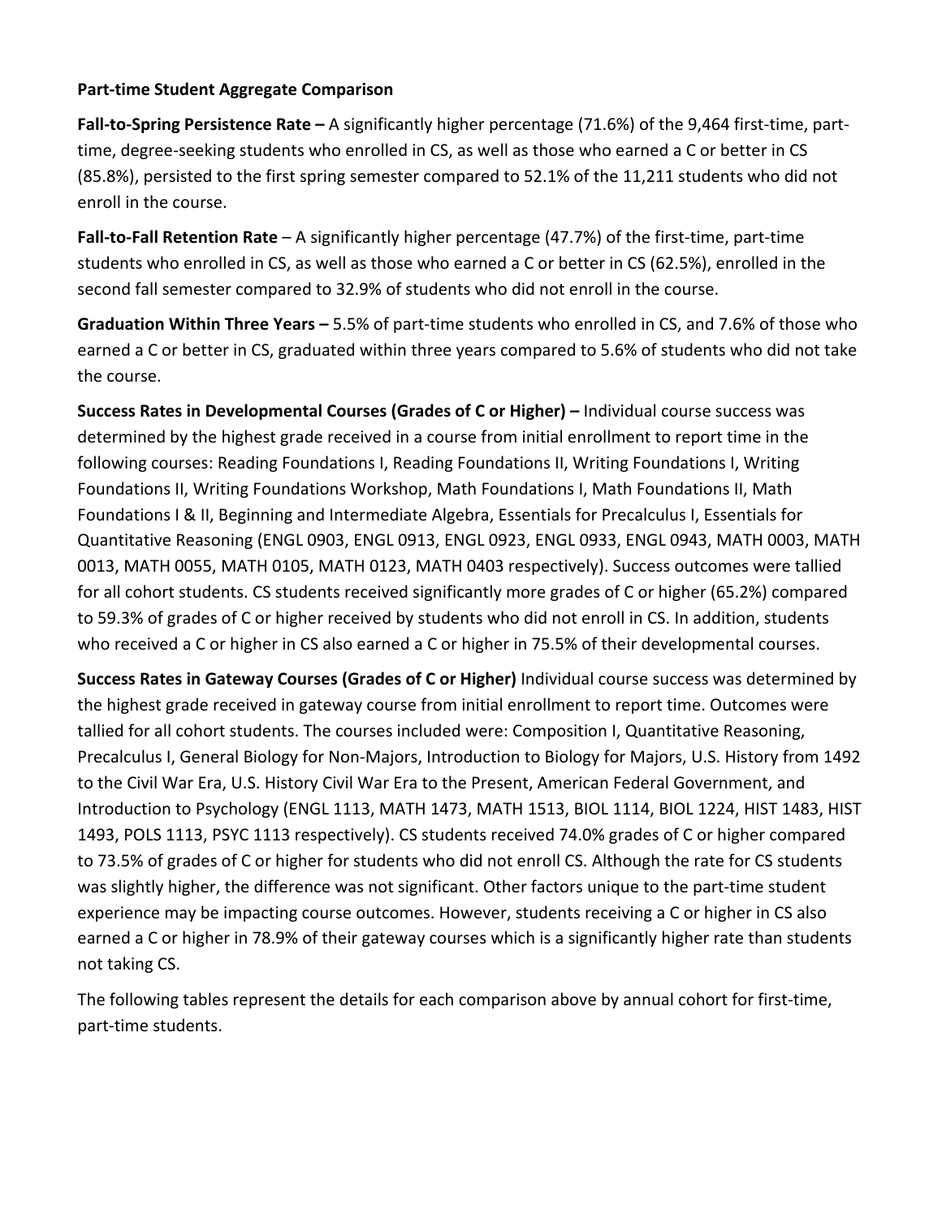**Part-time Student Aggregate Comparison**

**Fall-to-Spring Persistence Rate –** A significantly higher percentage (71.6%) of the 9,464 first-time, part-time, degree-seeking students who enrolled in CS, as well as those who earned a C or better in CS (85.8%), persisted to the first spring semester compared to 52.1% of the 11,211 students who did not enroll in the course.

**Fall-to-Fall Retention Rate** – A significantly higher percentage (47.7%) of the first-time, part-time students who enrolled in CS, as well as those who earned a C or better in CS (62.5%), enrolled in the second fall semester compared to 32.9% of students who did not enroll in the course.

**Graduation Within Three Years –** 5.5% of part-time students who enrolled in CS, and 7.6% of those who earned a C or better in CS, graduated within three years compared to 5.6% of students who did not take the course.

**Success Rates in Developmental Courses (Grades of C or Higher) –** Individual course success was determined by the highest grade received in a course from initial enrollment to report time in the following courses: Reading Foundations I, Reading Foundations II, Writing Foundations I, Writing Foundations II, Writing Foundations Workshop, Math Foundations I, Math Foundations II, Math Foundations I & II, Beginning and Intermediate Algebra, Essentials for Precalculus I, Essentials for Quantitative Reasoning (ENGL 0903, ENGL 0913, ENGL 0923, ENGL 0933, ENGL 0943, MATH 0003, MATH 0013, MATH 0055, MATH 0105, MATH 0123, MATH 0403 respectively). Success outcomes were tallied for all cohort students. CS students received significantly more grades of C or higher (65.2%) compared to 59.3% of grades of C or higher received by students who did not enroll in CS. In addition, students who received a C or higher in CS also earned a C or higher in 75.5% of their developmental courses.

**Success Rates in Gateway Courses (Grades of C or Higher)** Individual course success was determined by the highest grade received in gateway course from initial enrollment to report time. Outcomes were tallied for all cohort students. The courses included were: Composition I, Quantitative Reasoning, Precalculus I, General Biology for Non-Majors, Introduction to Biology for Majors, U.S. History from 1492 to the Civil War Era, U.S. History Civil War Era to the Present, American Federal Government, and Introduction to Psychology (ENGL 1113, MATH 1473, MATH 1513, BIOL 1114, BIOL 1224, HIST 1483, HIST 1493, POLS 1113, PSYC 1113 respectively). CS students received 74.0% grades of C or higher compared to 73.5% of grades of C or higher for students who did not enroll CS. Although the rate for CS students was slightly higher, the difference was not significant. Other factors unique to the part-time student experience may be impacting course outcomes. However, students receiving a C or higher in CS also earned a C or higher in 78.9% of their gateway courses which is a significantly higher rate than students not taking CS.

The following tables represent the details for each comparison above by annual cohort for first-time, part-time students.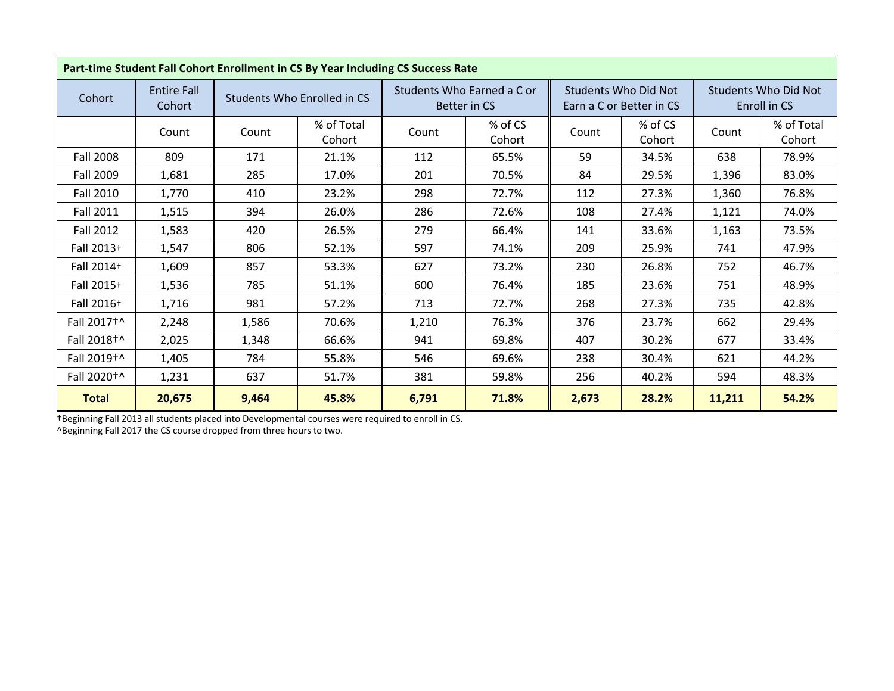| Part-time Student Fall Cohort Enrollment in CS By Year Including CS Success Rate | | | | | | | | | |
|---|---|---|---|---|---|---|---|---|---|
| Cohort | Entire Fall Cohort | Students Who Enrolled in CS | | Students Who Earned a C or Better in CS | | Students Who Did Not Earn a C or Better in CS | | Students Who Did Not Enroll in CS | |
| | Count | Count | % of Total Cohort | Count | % of CS Cohort | Count | % of CS Cohort | Count | % of Total Cohort |
| Fall 2008 | 809 | 171 | 21.1% | 112 | 65.5% | 59 | 34.5% | 638 | 78.9% |
| Fall 2009 | 1,681 | 285 | 17.0% | 201 | 70.5% | 84 | 29.5% | 1,396 | 83.0% |
| Fall 2010 | 1,770 | 410 | 23.2% | 298 | 72.7% | 112 | 27.3% | 1,360 | 76.8% |
| Fall 2011 | 1,515 | 394 | 26.0% | 286 | 72.6% | 108 | 27.4% | 1,121 | 74.0% |
| Fall 2012 | 1,583 | 420 | 26.5% | 279 | 66.4% | 141 | 33.6% | 1,163 | 73.5% |
| Fall 2013† | 1,547 | 806 | 52.1% | 597 | 74.1% | 209 | 25.9% | 741 | 47.9% |
| Fall 2014† | 1,609 | 857 | 53.3% | 627 | 73.2% | 230 | 26.8% | 752 | 46.7% |
| Fall 2015† | 1,536 | 785 | 51.1% | 600 | 76.4% | 185 | 23.6% | 751 | 48.9% |
| Fall 2016† | 1,716 | 981 | 57.2% | 713 | 72.7% | 268 | 27.3% | 735 | 42.8% |
| Fall 2017†^ | 2,248 | 1,586 | 70.6% | 1,210 | 76.3% | 376 | 23.7% | 662 | 29.4% |
| Fall 2018†^ | 2,025 | 1,348 | 66.6% | 941 | 69.8% | 407 | 30.2% | 677 | 33.4% |
| Fall 2019†^ | 1,405 | 784 | 55.8% | 546 | 69.6% | 238 | 30.4% | 621 | 44.2% |
| Fall 2020†^ | 1,231 | 637 | 51.7% | 381 | 59.8% | 256 | 40.2% | 594 | 48.3% |
| **Total** | **20,675** | **9,464** | **45.8%** | **6,791** | **71.8%** | **2,673** | **28.2%** | **11,211** | **54.2%** |

†Beginning Fall 2013 all students placed into Developmental courses were required to enroll in CS.
^Beginning Fall 2017 the CS course dropped from three hours to two.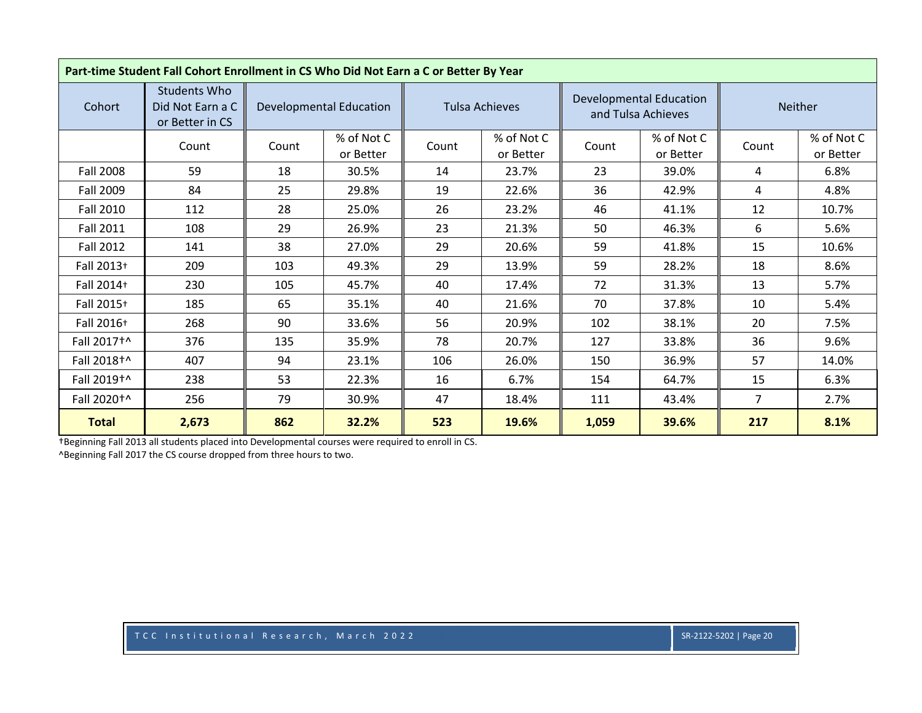**Part-time Student Fall Cohort Enrollment in CS Who Did Not Earn a C or Better By Year**

| Cohort | Students Who Did Not Earn a C or Better in CS | Developmental Education | | Tulsa Achieves | | Developmental Education and Tulsa Achieves | | Neither | |
|---|---|---|---|---|---|---|---|---|---|
| | Count | Count | % of Not C or Better | Count | % of Not C or Better | Count | % of Not C or Better | Count | % of Not C or Better |
| Fall 2008 | 59 | 18 | 30.5% | 14 | 23.7% | 23 | 39.0% | 4 | 6.8% |
| Fall 2009 | 84 | 25 | 29.8% | 19 | 22.6% | 36 | 42.9% | 4 | 4.8% |
| Fall 2010 | 112 | 28 | 25.0% | 26 | 23.2% | 46 | 41.1% | 12 | 10.7% |
| Fall 2011 | 108 | 29 | 26.9% | 23 | 21.3% | 50 | 46.3% | 6 | 5.6% |
| Fall 2012 | 141 | 38 | 27.0% | 29 | 20.6% | 59 | 41.8% | 15 | 10.6% |
| Fall 2013† | 209 | 103 | 49.3% | 29 | 13.9% | 59 | 28.2% | 18 | 8.6% |
| Fall 2014† | 230 | 105 | 45.7% | 40 | 17.4% | 72 | 31.3% | 13 | 5.7% |
| Fall 2015† | 185 | 65 | 35.1% | 40 | 21.6% | 70 | 37.8% | 10 | 5.4% |
| Fall 2016† | 268 | 90 | 33.6% | 56 | 20.9% | 102 | 38.1% | 20 | 7.5% |
| Fall 2017†^ | 376 | 135 | 35.9% | 78 | 20.7% | 127 | 33.8% | 36 | 9.6% |
| Fall 2018†^ | 407 | 94 | 23.1% | 106 | 26.0% | 150 | 36.9% | 57 | 14.0% |
| Fall 2019†^ | 238 | 53 | 22.3% | 16 | 6.7% | 154 | 64.7% | 15 | 6.3% |
| Fall 2020†^ | 256 | 79 | 30.9% | 47 | 18.4% | 111 | 43.4% | 7 | 2.7% |
| **Total** | **2,673** | **862** | **32.2%** | **523** | **19.6%** | **1,059** | **39.6%** | **217** | **8.1%** |

†Beginning Fall 2013 all students placed into Developmental courses were required to enroll in CS.
^Beginning Fall 2017 the CS course dropped from three hours to two.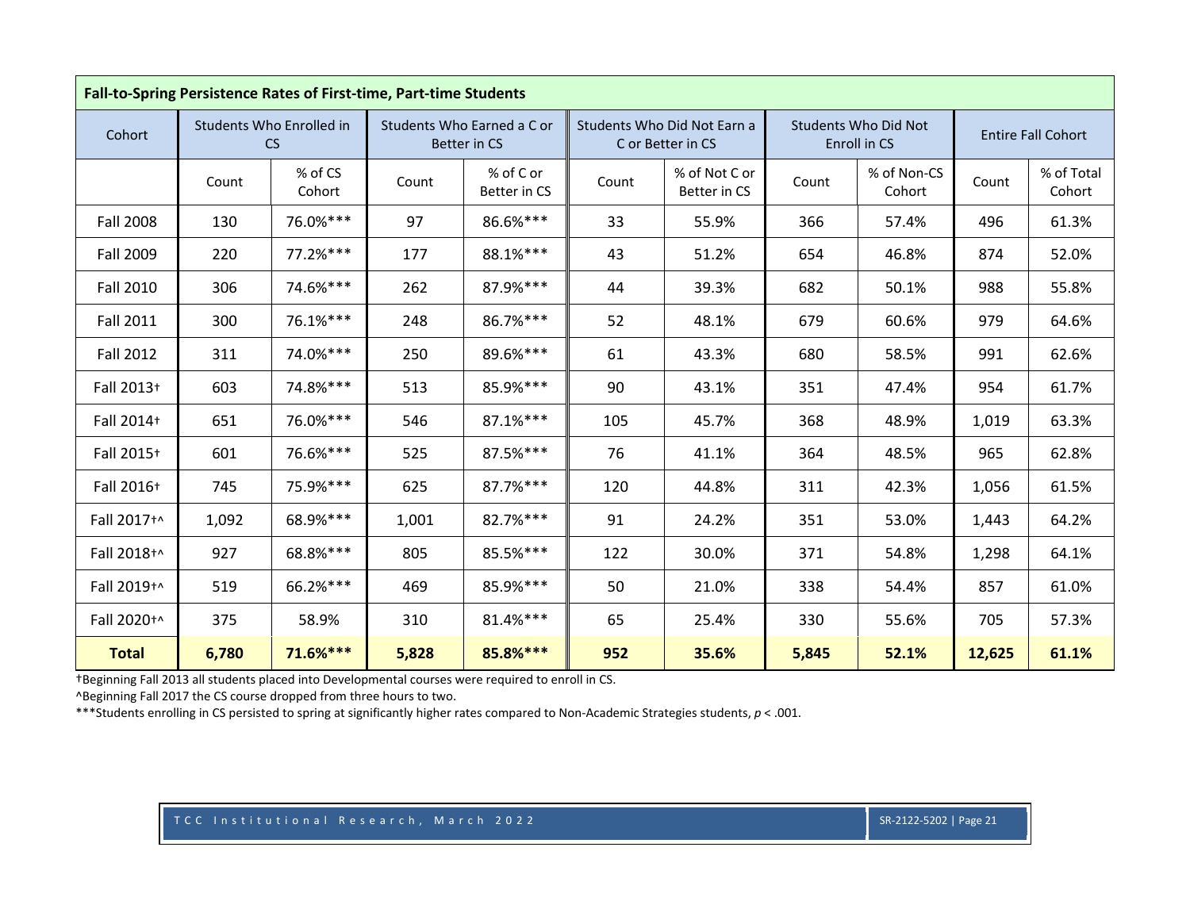| Fall-to-Spring Persistence Rates of First-time, Part-time Students | | | | | | | | | | |
|---|---|---|---|---|---|---|---|---|---|---|
| Cohort | Students Who Enrolled in CS | | Students Who Earned a C or Better in CS | | Students Who Did Not Earn a C or Better in CS | | Students Who Did Not Enroll in CS | | Entire Fall Cohort | |
| | Count | % of CS Cohort | Count | % of C or Better in CS | Count | % of Not C or Better in CS | Count | % of Non-CS Cohort | Count | % of Total Cohort |
| Fall 2008 | 130 | 76.0%*** | 97 | 86.6%*** | 33 | 55.9% | 366 | 57.4% | 496 | 61.3% |
| Fall 2009 | 220 | 77.2%*** | 177 | 88.1%*** | 43 | 51.2% | 654 | 46.8% | 874 | 52.0% |
| Fall 2010 | 306 | 74.6%*** | 262 | 87.9%*** | 44 | 39.3% | 682 | 50.1% | 988 | 55.8% |
| Fall 2011 | 300 | 76.1%*** | 248 | 86.7%*** | 52 | 48.1% | 679 | 60.6% | 979 | 64.6% |
| Fall 2012 | 311 | 74.0%*** | 250 | 89.6%*** | 61 | 43.3% | 680 | 58.5% | 991 | 62.6% |
| Fall 2013† | 603 | 74.8%*** | 513 | 85.9%*** | 90 | 43.1% | 351 | 47.4% | 954 | 61.7% |
| Fall 2014† | 651 | 76.0%*** | 546 | 87.1%*** | 105 | 45.7% | 368 | 48.9% | 1,019 | 63.3% |
| Fall 2015† | 601 | 76.6%*** | 525 | 87.5%*** | 76 | 41.1% | 364 | 48.5% | 965 | 62.8% |
| Fall 2016† | 745 | 75.9%*** | 625 | 87.7%*** | 120 | 44.8% | 311 | 42.3% | 1,056 | 61.5% |
| Fall 2017†^ | 1,092 | 68.9%*** | 1,001 | 82.7%*** | 91 | 24.2% | 351 | 53.0% | 1,443 | 64.2% |
| Fall 2018†^ | 927 | 68.8%*** | 805 | 85.5%*** | 122 | 30.0% | 371 | 54.8% | 1,298 | 64.1% |
| Fall 2019†^ | 519 | 66.2%*** | 469 | 85.9%*** | 50 | 21.0% | 338 | 54.4% | 857 | 61.0% |
| Fall 2020†^ | 375 | 58.9% | 310 | 81.4%*** | 65 | 25.4% | 330 | 55.6% | 705 | 57.3% |
| **Total** | **6,780** | **71.6%*** ** | **5,828** | **85.8%*** ** | **952** | **35.6%** | **5,845** | **52.1%** | **12,625** | **61.1%** |

†Beginning Fall 2013 all students placed into Developmental courses were required to enroll in CS.

^Beginning Fall 2017 the CS course dropped from three hours to two.

***Students enrolling in CS persisted to spring at significantly higher rates compared to Non-Academic Strategies students, $p < .001$.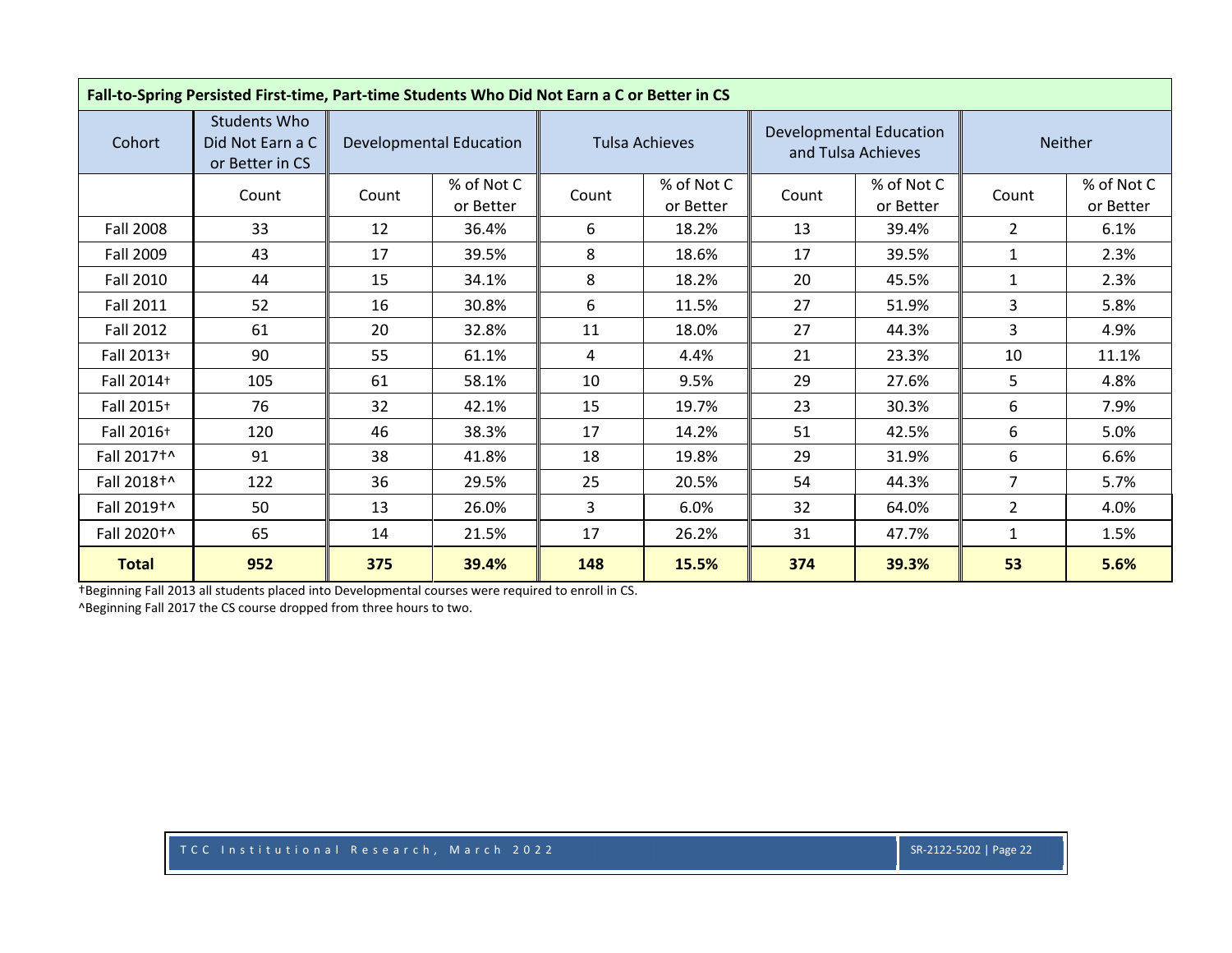| Fall-to-Spring Persisted First-time, Part-time Students Who Did Not Earn a C or Better in CS | | | | | | | | | | |
|---|---|---|---|---|---|---|---|---|---|---|
| Cohort | Students Who Did Not Earn a C or Better in CS | Developmental Education | | Tulsa Achieves | | Developmental Education and Tulsa Achieves | | Neither | | |
| | Count | Count | % of Not C or Better | Count | % of Not C or Better | Count | % of Not C or Better | Count | % of Not C or Better | |
| Fall 2008 | 33 | 12 | 36.4% | 6 | 18.2% | 13 | 39.4% | 2 | 6.1% | |
| Fall 2009 | 43 | 17 | 39.5% | 8 | 18.6% | 17 | 39.5% | 1 | 2.3% | |
| Fall 2010 | 44 | 15 | 34.1% | 8 | 18.2% | 20 | 45.5% | 1 | 2.3% | |
| Fall 2011 | 52 | 16 | 30.8% | 6 | 11.5% | 27 | 51.9% | 3 | 5.8% | |
| Fall 2012 | 61 | 20 | 32.8% | 11 | 18.0% | 27 | 44.3% | 3 | 4.9% | |
| Fall 2013† | 90 | 55 | 61.1% | 4 | 4.4% | 21 | 23.3% | 10 | 11.1% | |
| Fall 2014† | 105 | 61 | 58.1% | 10 | 9.5% | 29 | 27.6% | 5 | 4.8% | |
| Fall 2015† | 76 | 32 | 42.1% | 15 | 19.7% | 23 | 30.3% | 6 | 7.9% | |
| Fall 2016† | 120 | 46 | 38.3% | 17 | 14.2% | 51 | 42.5% | 6 | 5.0% | |
| Fall 2017†^ | 91 | 38 | 41.8% | 18 | 19.8% | 29 | 31.9% | 6 | 6.6% | |
| Fall 2018†^ | 122 | 36 | 29.5% | 25 | 20.5% | 54 | 44.3% | 7 | 5.7% | |
| Fall 2019†^ | 50 | 13 | 26.0% | 3 | 6.0% | 32 | 64.0% | 2 | 4.0% | |
| Fall 2020†^ | 65 | 14 | 21.5% | 17 | 26.2% | 31 | 47.7% | 1 | 1.5% | |
| **Total** | **952** | **375** | **39.4%** | **148** | **15.5%** | **374** | **39.3%** | **53** | **5.6%** | |

†Beginning Fall 2013 all students placed into Developmental courses were required to enroll in CS.
^Beginning Fall 2017 the CS course dropped from three hours to two.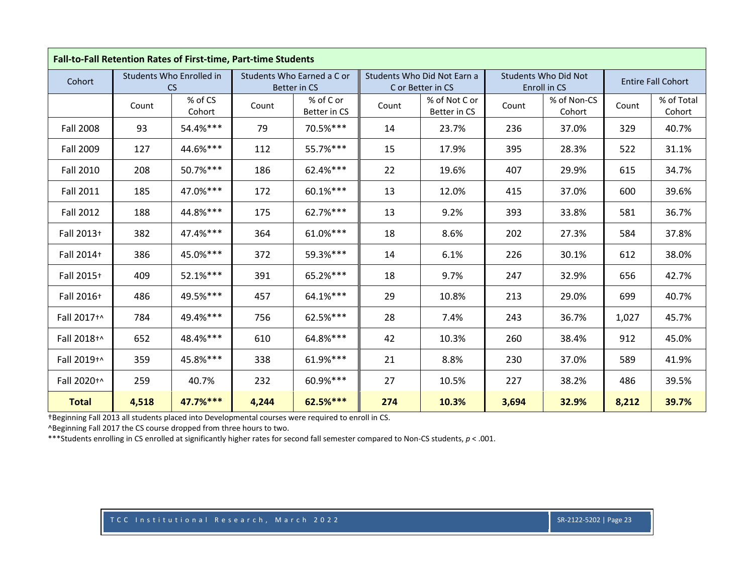| Fall-to-Fall Retention Rates of First-time, Part-time Students | | | | | | | | | | |
|---|---|---|---|---|---|---|---|---|---|---|
| Cohort | Students Who Enrolled in CS | | Students Who Earned a C or Better in CS | | Students Who Did Not Earn a C or Better in CS | | Students Who Did Not Enroll in CS | | Entire Fall Cohort | |
| | Count | % of CS Cohort | Count | % of C or Better in CS | Count | % of Not C or Better in CS | Count | % of Non-CS Cohort | Count | % of Total Cohort |
| Fall 2008 | 93 | 54.4%*** | 79 | 70.5%*** | 14 | 23.7% | 236 | 37.0% | 329 | 40.7% |
| Fall 2009 | 127 | 44.6%*** | 112 | 55.7%*** | 15 | 17.9% | 395 | 28.3% | 522 | 31.1% |
| Fall 2010 | 208 | 50.7%*** | 186 | 62.4%*** | 22 | 19.6% | 407 | 29.9% | 615 | 34.7% |
| Fall 2011 | 185 | 47.0%*** | 172 | 60.1%*** | 13 | 12.0% | 415 | 37.0% | 600 | 39.6% |
| Fall 2012 | 188 | 44.8%*** | 175 | 62.7%*** | 13 | 9.2% | 393 | 33.8% | 581 | 36.7% |
| Fall 2013† | 382 | 47.4%*** | 364 | 61.0%*** | 18 | 8.6% | 202 | 27.3% | 584 | 37.8% |
| Fall 2014† | 386 | 45.0%*** | 372 | 59.3%*** | 14 | 6.1% | 226 | 30.1% | 612 | 38.0% |
| Fall 2015† | 409 | 52.1%*** | 391 | 65.2%*** | 18 | 9.7% | 247 | 32.9% | 656 | 42.7% |
| Fall 2016† | 486 | 49.5%*** | 457 | 64.1%*** | 29 | 10.8% | 213 | 29.0% | 699 | 40.7% |
| Fall 2017†^ | 784 | 49.4%*** | 756 | 62.5%*** | 28 | 7.4% | 243 | 36.7% | 1,027 | 45.7% |
| Fall 2018†^ | 652 | 48.4%*** | 610 | 64.8%*** | 42 | 10.3% | 260 | 38.4% | 912 | 45.0% |
| Fall 2019†^ | 359 | 45.8%*** | 338 | 61.9%*** | 21 | 8.8% | 230 | 37.0% | 589 | 41.9% |
| Fall 2020†^ | 259 | 40.7% | 232 | 60.9%*** | 27 | 10.5% | 227 | 38.2% | 486 | 39.5% |
| **Total** | **4,518** | **47.7%*** ** | **4,244** | **62.5%*** ** | **274** | **10.3%** | **3,694** | **32.9%** | **8,212** | **39.7%** |

†Beginning Fall 2013 all students placed into Developmental courses were required to enroll in CS.

^Beginning Fall 2017 the CS course dropped from three hours to two.

***Students enrolling in CS enrolled at significantly higher rates for second fall semester compared to Non-CS students, $p < .001$.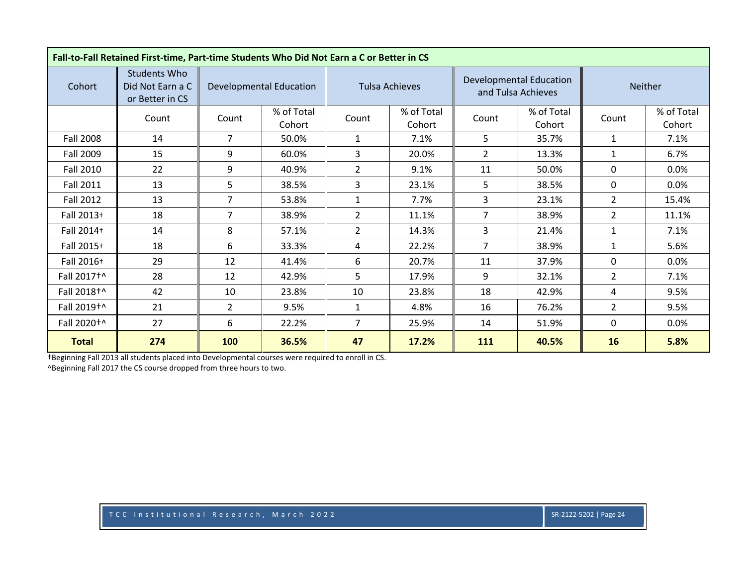| Fall-to-Fall Retained First-time, Part-time Students Who Did Not Earn a C or Better in CS | | | | | | | | | |
|---|---|---|---|---|---|---|---|---|---|
| Cohort | Students Who Did Not Earn a C or Better in CS | Developmental Education | | Tulsa Achieves | | Developmental Education and Tulsa Achieves | | Neither | |
| | Count | Count | % of Total Cohort | Count | % of Total Cohort | Count | % of Total Cohort | Count | % of Total Cohort |
| Fall 2008 | 14 | 7 | 50.0% | 1 | 7.1% | 5 | 35.7% | 1 | 7.1% |
| Fall 2009 | 15 | 9 | 60.0% | 3 | 20.0% | 2 | 13.3% | 1 | 6.7% |
| Fall 2010 | 22 | 9 | 40.9% | 2 | 9.1% | 11 | 50.0% | 0 | 0.0% |
| Fall 2011 | 13 | 5 | 38.5% | 3 | 23.1% | 5 | 38.5% | 0 | 0.0% |
| Fall 2012 | 13 | 7 | 53.8% | 1 | 7.7% | 3 | 23.1% | 2 | 15.4% |
| Fall 2013† | 18 | 7 | 38.9% | 2 | 11.1% | 7 | 38.9% | 2 | 11.1% |
| Fall 2014† | 14 | 8 | 57.1% | 2 | 14.3% | 3 | 21.4% | 1 | 7.1% |
| Fall 2015† | 18 | 6 | 33.3% | 4 | 22.2% | 7 | 38.9% | 1 | 5.6% |
| Fall 2016† | 29 | 12 | 41.4% | 6 | 20.7% | 11 | 37.9% | 0 | 0.0% |
| Fall 2017†^ | 28 | 12 | 42.9% | 5 | 17.9% | 9 | 32.1% | 2 | 7.1% |
| Fall 2018†^ | 42 | 10 | 23.8% | 10 | 23.8% | 18 | 42.9% | 4 | 9.5% |
| Fall 2019†^ | 21 | 2 | 9.5% | 1 | 4.8% | 16 | 76.2% | 2 | 9.5% |
| Fall 2020†^ | 27 | 6 | 22.2% | 7 | 25.9% | 14 | 51.9% | 0 | 0.0% |
| **Total** | **274** | **100** | **36.5%** | **47** | **17.2%** | **111** | **40.5%** | **16** | **5.8%** |

†Beginning Fall 2013 all students placed into Developmental courses were required to enroll in CS.
^Beginning Fall 2017 the CS course dropped from three hours to two.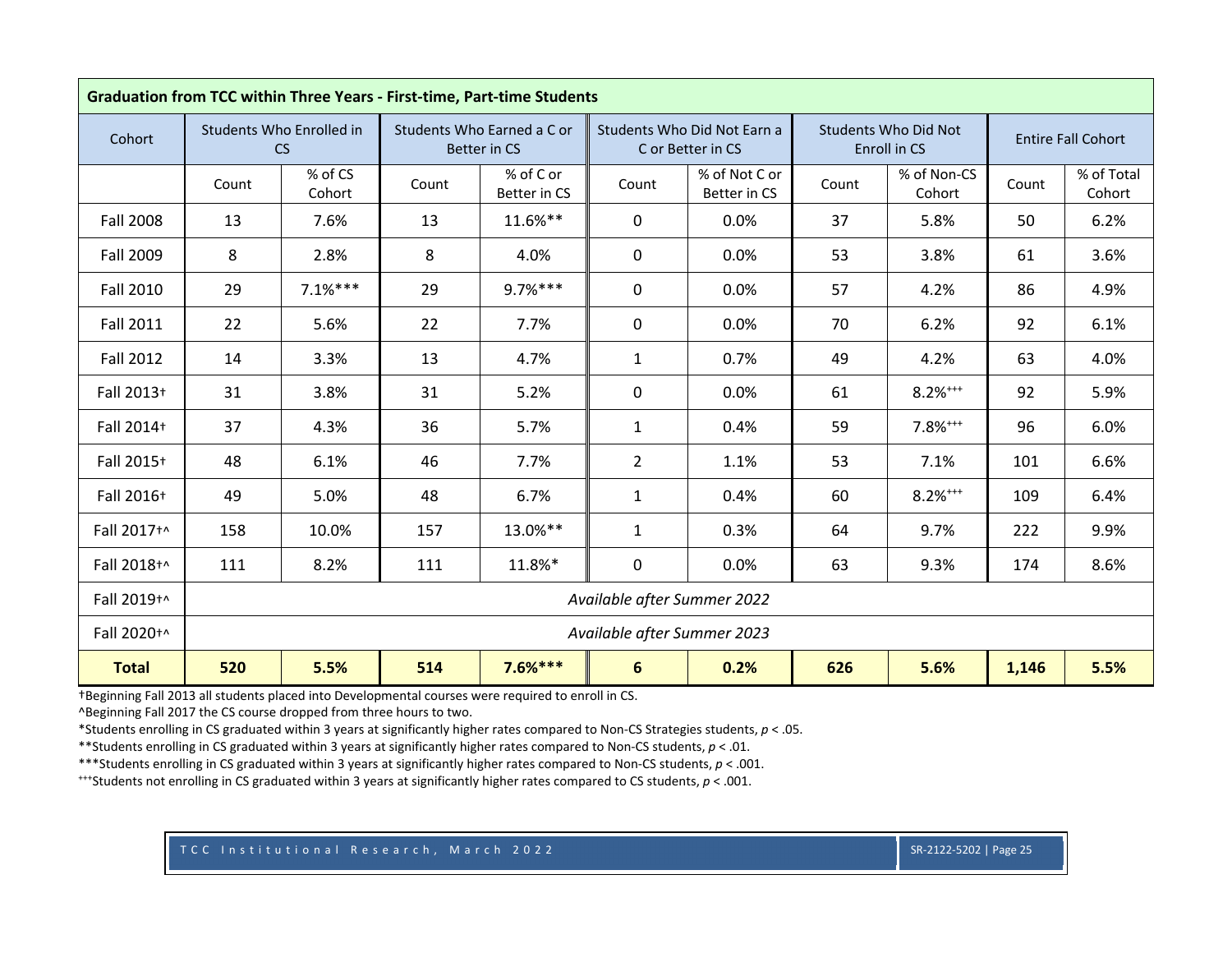| Graduation from TCC within Three Years - First-time, Part-time Students | | | | | | | | | | |
|---|---|---|---|---|---|---|---|---|---|---|
| Cohort | Students Who Enrolled in CS | | Students Who Earned a C or Better in CS | | Students Who Did Not Earn a C or Better in CS | | Students Who Did Not Enroll in CS | | Entire Fall Cohort | |
| | Count | % of CS Cohort | Count | % of C or Better in CS | Count | % of Not C or Better in CS | Count | % of Non-CS Cohort | Count | % of Total Cohort |
| Fall 2008 | 13 | 7.6% | 13 | 11.6%** | 0 | 0.0% | 37 | 5.8% | 50 | 6.2% |
| Fall 2009 | 8 | 2.8% | 8 | 4.0% | 0 | 0.0% | 53 | 3.8% | 61 | 3.6% |
| Fall 2010 | 29 | 7.1%*** | 29 | 9.7%*** | 0 | 0.0% | 57 | 4.2% | 86 | 4.9% |
| Fall 2011 | 22 | 5.6% | 22 | 7.7% | 0 | 0.0% | 70 | 6.2% | 92 | 6.1% |
| Fall 2012 | 14 | 3.3% | 13 | 4.7% | 1 | 0.7% | 49 | 4.2% | 63 | 4.0% |
| Fall 2013† | 31 | 3.8% | 31 | 5.2% | 0 | 0.0% | 61 | 8.2%+++ | 92 | 5.9% |
| Fall 2014† | 37 | 4.3% | 36 | 5.7% | 1 | 0.4% | 59 | 7.8%+++ | 96 | 6.0% |
| Fall 2015† | 48 | 6.1% | 46 | 7.7% | 2 | 1.1% | 53 | 7.1% | 101 | 6.6% |
| Fall 2016† | 49 | 5.0% | 48 | 6.7% | 1 | 0.4% | 60 | 8.2%+++ | 109 | 6.4% |
| Fall 2017†^ | 158 | 10.0% | 157 | 13.0%** | 1 | 0.3% | 64 | 9.7% | 222 | 9.9% |
| Fall 2018†^ | 111 | 8.2% | 111 | 11.8%* | 0 | 0.0% | 63 | 9.3% | 174 | 8.6% |
| Fall 2019†^ | *Available after Summer 2022* | | | | | | | | | |
| Fall 2020†^ | *Available after Summer 2023* | | | | | | | | | |
| **Total** | **520** | **5.5%** | **514** | **7.6%*** ** | **6** | **0.2%** | **626** | **5.6%** | **1,146** | **5.5%** |

†Beginning Fall 2013 all students placed into Developmental courses were required to enroll in CS.

^Beginning Fall 2017 the CS course dropped from three hours to two.

*Students enrolling in CS graduated within 3 years at significantly higher rates compared to Non-CS Strategies students, $p < .05$.

**Students enrolling in CS graduated within 3 years at significantly higher rates compared to Non-CS students, $p < .01$.

***Students enrolling in CS graduated within 3 years at significantly higher rates compared to Non-CS students, $p < .001$.

+++Students not enrolling in CS graduated within 3 years at significantly higher rates compared to CS students, $p < .001$.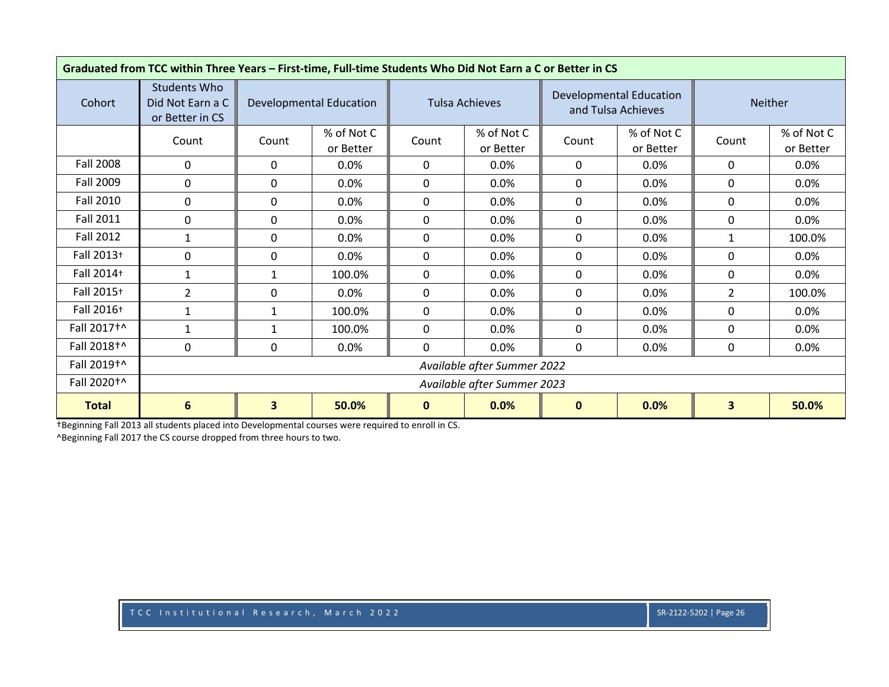| Graduated from TCC within Three Years – First-time, Full-time Students Who Did Not Earn a C or Better in CS | | | | | | | | | |
|---|---|---|---|---|---|---|---|---|---|
| Cohort | Students Who Did Not Earn a C or Better in CS | Developmental Education | | Tulsa Achieves | | Developmental Education and Tulsa Achieves | | Neither | |
| | Count | Count | % of Not C or Better | Count | % of Not C or Better | Count | % of Not C or Better | Count | % of Not C or Better |
| Fall 2008 | 0 | 0 | 0.0% | 0 | 0.0% | 0 | 0.0% | 0 | 0.0% |
| Fall 2009 | 0 | 0 | 0.0% | 0 | 0.0% | 0 | 0.0% | 0 | 0.0% |
| Fall 2010 | 0 | 0 | 0.0% | 0 | 0.0% | 0 | 0.0% | 0 | 0.0% |
| Fall 2011 | 0 | 0 | 0.0% | 0 | 0.0% | 0 | 0.0% | 0 | 0.0% |
| Fall 2012 | 1 | 0 | 0.0% | 0 | 0.0% | 0 | 0.0% | 1 | 100.0% |
| Fall 2013† | 0 | 0 | 0.0% | 0 | 0.0% | 0 | 0.0% | 0 | 0.0% |
| Fall 2014† | 1 | 1 | 100.0% | 0 | 0.0% | 0 | 0.0% | 0 | 0.0% |
| Fall 2015† | 2 | 0 | 0.0% | 0 | 0.0% | 0 | 0.0% | 2 | 100.0% |
| Fall 2016† | 1 | 1 | 100.0% | 0 | 0.0% | 0 | 0.0% | 0 | 0.0% |
| Fall 2017†^ | 1 | 1 | 100.0% | 0 | 0.0% | 0 | 0.0% | 0 | 0.0% |
| Fall 2018†^ | 0 | 0 | 0.0% | 0 | 0.0% | 0 | 0.0% | 0 | 0.0% |
| Fall 2019†^ | *Available after Summer 2022* | | | | | | | | |
| Fall 2020†^ | *Available after Summer 2023* | | | | | | | | |
| **Total** | **6** | **3** | **50.0%** | **0** | **0.0%** | **0** | **0.0%** | **3** | **50.0%** |

†Beginning Fall 2013 all students placed into Developmental courses were required to enroll in CS.

^Beginning Fall 2017 the CS course dropped from three hours to two.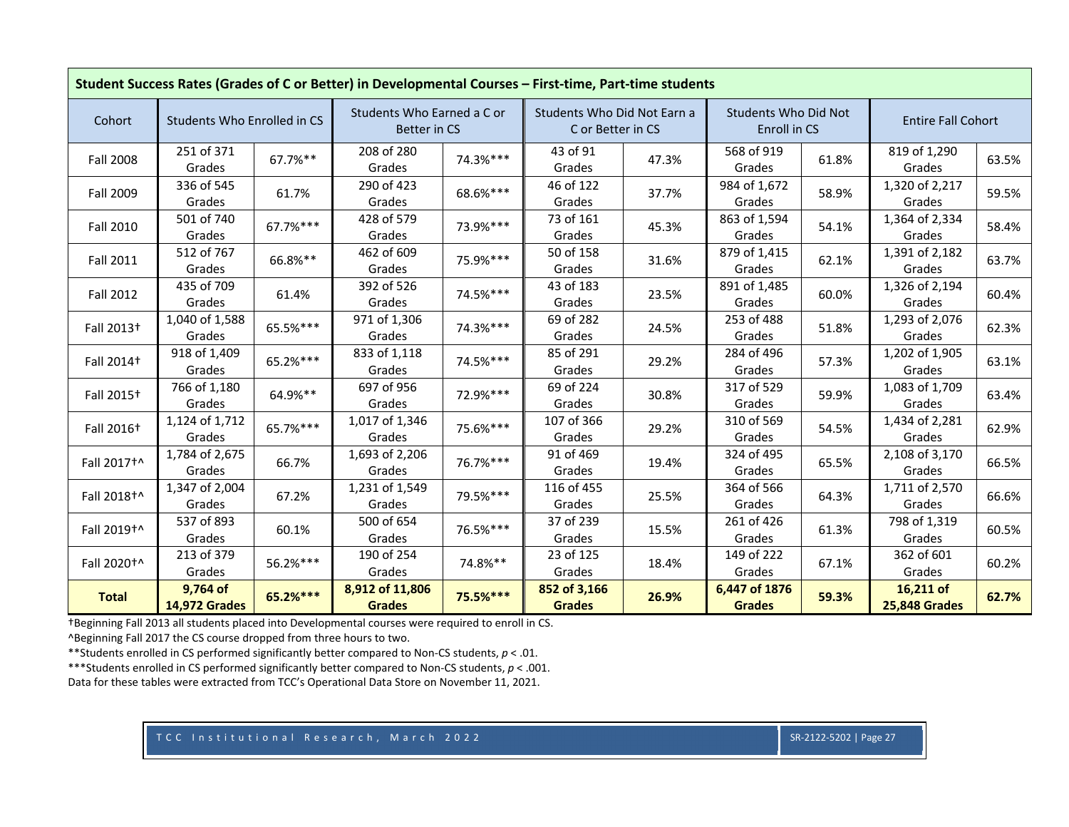| Student Success Rates (Grades of C or Better) in Developmental Courses – First-time, Part-time students | | | | | | | | | | |
|---|---|---|---|---|---|---|---|---|---|---|
| Cohort | Students Who Enrolled in CS | | Students Who Earned a C or Better in CS | | Students Who Did Not Earn a C or Better in CS | | Students Who Did Not Enroll in CS | | Entire Fall Cohort | |
| Fall 2008 | 251 of 371 Grades | 67.7%** | 208 of 280 Grades | 74.3%*** | 43 of 91 Grades | 47.3% | 568 of 919 Grades | 61.8% | 819 of 1,290 Grades | 63.5% |
| Fall 2009 | 336 of 545 Grades | 61.7% | 290 of 423 Grades | 68.6%*** | 46 of 122 Grades | 37.7% | 984 of 1,672 Grades | 58.9% | 1,320 of 2,217 Grades | 59.5% |
| Fall 2010 | 501 of 740 Grades | 67.7%*** | 428 of 579 Grades | 73.9%*** | 73 of 161 Grades | 45.3% | 863 of 1,594 Grades | 54.1% | 1,364 of 2,334 Grades | 58.4% |
| Fall 2011 | 512 of 767 Grades | 66.8%** | 462 of 609 Grades | 75.9%*** | 50 of 158 Grades | 31.6% | 879 of 1,415 Grades | 62.1% | 1,391 of 2,182 Grades | 63.7% |
| Fall 2012 | 435 of 709 Grades | 61.4% | 392 of 526 Grades | 74.5%*** | 43 of 183 Grades | 23.5% | 891 of 1,485 Grades | 60.0% | 1,326 of 2,194 Grades | 60.4% |
| Fall 2013† | 1,040 of 1,588 Grades | 65.5%*** | 971 of 1,306 Grades | 74.3%*** | 69 of 282 Grades | 24.5% | 253 of 488 Grades | 51.8% | 1,293 of 2,076 Grades | 62.3% |
| Fall 2014† | 918 of 1,409 Grades | 65.2%*** | 833 of 1,118 Grades | 74.5%*** | 85 of 291 Grades | 29.2% | 284 of 496 Grades | 57.3% | 1,202 of 1,905 Grades | 63.1% |
| Fall 2015† | 766 of 1,180 Grades | 64.9%** | 697 of 956 Grades | 72.9%*** | 69 of 224 Grades | 30.8% | 317 of 529 Grades | 59.9% | 1,083 of 1,709 Grades | 63.4% |
| Fall 2016† | 1,124 of 1,712 Grades | 65.7%*** | 1,017 of 1,346 Grades | 75.6%*** | 107 of 366 Grades | 29.2% | 310 of 569 Grades | 54.5% | 1,434 of 2,281 Grades | 62.9% |
| Fall 2017†^ | 1,784 of 2,675 Grades | 66.7% | 1,693 of 2,206 Grades | 76.7%*** | 91 of 469 Grades | 19.4% | 324 of 495 Grades | 65.5% | 2,108 of 3,170 Grades | 66.5% |
| Fall 2018†^ | 1,347 of 2,004 Grades | 67.2% | 1,231 of 1,549 Grades | 79.5%*** | 116 of 455 Grades | 25.5% | 364 of 566 Grades | 64.3% | 1,711 of 2,570 Grades | 66.6% |
| Fall 2019†^ | 537 of 893 Grades | 60.1% | 500 of 654 Grades | 76.5%*** | 37 of 239 Grades | 15.5% | 261 of 426 Grades | 61.3% | 798 of 1,319 Grades | 60.5% |
| Fall 2020†^ | 213 of 379 Grades | 56.2%*** | 190 of 254 Grades | 74.8%** | 23 of 125 Grades | 18.4% | 149 of 222 Grades | 67.1% | 362 of 601 Grades | 60.2% |
| **Total** | **9,764 of 14,972 Grades** | **65.2%*** ** | **8,912 of 11,806 Grades** | **75.5%*** ** | **852 of 3,166 Grades** | **26.9%** | **6,447 of 1876 Grades** | **59.3%** | **16,211 of 25,848 Grades** | **62.7%** |

†Beginning Fall 2013 all students placed into Developmental courses were required to enroll in CS.

^Beginning Fall 2017 the CS course dropped from three hours to two.

**Students enrolled in CS performed significantly better compared to Non-CS students, $p < .01$.

***Students enrolled in CS performed significantly better compared to Non-CS students, $p < .001$.

Data for these tables were extracted from TCC's Operational Data Store on November 11, 2021.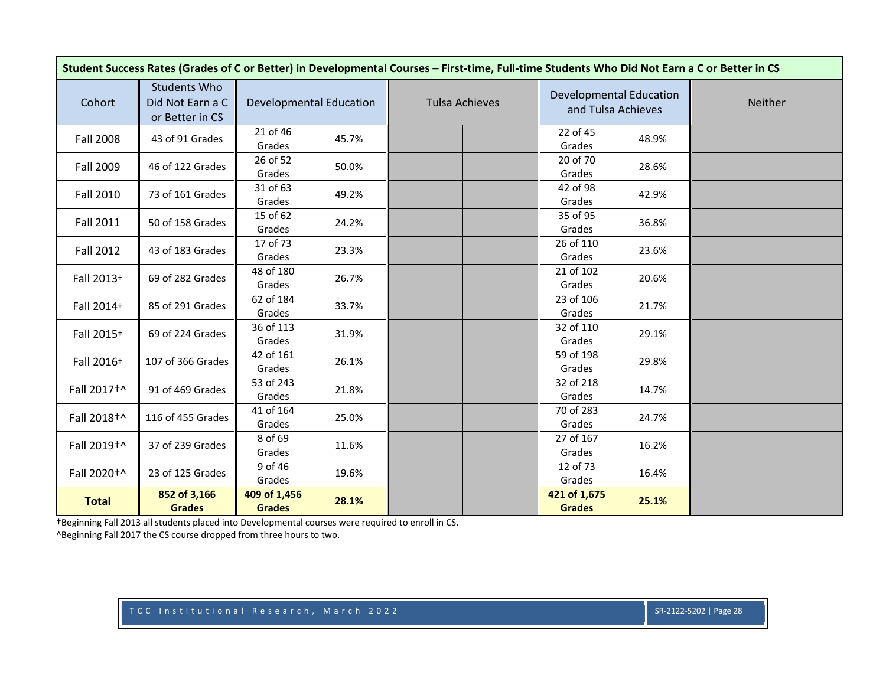| Student Success Rates (Grades of C or Better) in Developmental Courses – First-time, Full-time Students Who Did Not Earn a C or Better in CS | | | | | | | | | | |
|---|---|---|---|---|---|---|---|---|---|---|
| Cohort | Students Who Did Not Earn a C or Better in CS | Developmental Education | | Tulsa Achieves | | Developmental Education and Tulsa Achieves | | Neither | |
| Fall 2008 | 43 of 91 Grades | 21 of 46 Grades | 45.7% | | | 22 of 45 Grades | 48.9% | | |
| Fall 2009 | 46 of 122 Grades | 26 of 52 Grades | 50.0% | | | 20 of 70 Grades | 28.6% | | |
| Fall 2010 | 73 of 161 Grades | 31 of 63 Grades | 49.2% | | | 42 of 98 Grades | 42.9% | | |
| Fall 2011 | 50 of 158 Grades | 15 of 62 Grades | 24.2% | | | 35 of 95 Grades | 36.8% | | |
| Fall 2012 | 43 of 183 Grades | 17 of 73 Grades | 23.3% | | | 26 of 110 Grades | 23.6% | | |
| Fall 2013† | 69 of 282 Grades | 48 of 180 Grades | 26.7% | | | 21 of 102 Grades | 20.6% | | |
| Fall 2014† | 85 of 291 Grades | 62 of 184 Grades | 33.7% | | | 23 of 106 Grades | 21.7% | | |
| Fall 2015† | 69 of 224 Grades | 36 of 113 Grades | 31.9% | | | 32 of 110 Grades | 29.1% | | |
| Fall 2016† | 107 of 366 Grades | 42 of 161 Grades | 26.1% | | | 59 of 198 Grades | 29.8% | | |
| Fall 2017†^ | 91 of 469 Grades | 53 of 243 Grades | 21.8% | | | 32 of 218 Grades | 14.7% | | |
| Fall 2018†^ | 116 of 455 Grades | 41 of 164 Grades | 25.0% | | | 70 of 283 Grades | 24.7% | | |
| Fall 2019†^ | 37 of 239 Grades | 8 of 69 Grades | 11.6% | | | 27 of 167 Grades | 16.2% | | |
| Fall 2020†^ | 23 of 125 Grades | 9 of 46 Grades | 19.6% | | | 12 of 73 Grades | 16.4% | | |
| **Total** | **852 of 3,166 Grades** | **409 of 1,456 Grades** | **28.1%** | | | **421 of 1,675 Grades** | **25.1%** | | |

†Beginning Fall 2013 all students placed into Developmental courses were required to enroll in CS.

^Beginning Fall 2017 the CS course dropped from three hours to two.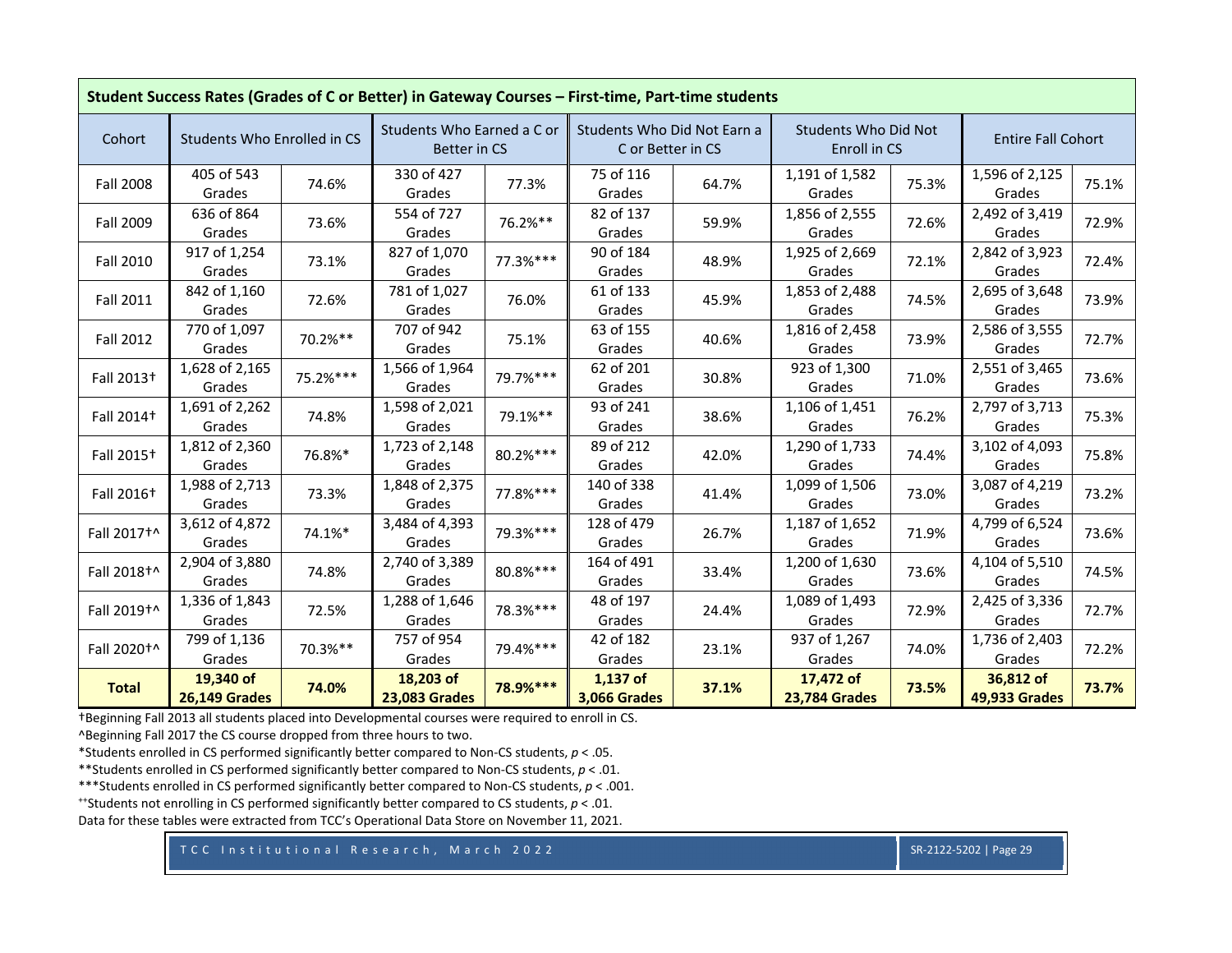**Student Success Rates (Grades of C or Better) in Gateway Courses – First-time, Part-time students**

| Cohort | Students Who Enrolled in CS | | Students Who Earned a C or Better in CS | | Students Who Did Not Earn a C or Better in CS | | Students Who Did Not Enroll in CS | | Entire Fall Cohort | |
|---|---|---|---|---|---|---|---|---|---|---|
| Fall 2008 | 405 of 543 Grades | 74.6% | 330 of 427 Grades | 77.3% | 75 of 116 Grades | 64.7% | 1,191 of 1,582 Grades | 75.3% | 1,596 of 2,125 Grades | 75.1% |
| Fall 2009 | 636 of 864 Grades | 73.6% | 554 of 727 Grades | 76.2%** | 82 of 137 Grades | 59.9% | 1,856 of 2,555 Grades | 72.6% | 2,492 of 3,419 Grades | 72.9% |
| Fall 2010 | 917 of 1,254 Grades | 73.1% | 827 of 1,070 Grades | 77.3%*** | 90 of 184 Grades | 48.9% | 1,925 of 2,669 Grades | 72.1% | 2,842 of 3,923 Grades | 72.4% |
| Fall 2011 | 842 of 1,160 Grades | 72.6% | 781 of 1,027 Grades | 76.0% | 61 of 133 Grades | 45.9% | 1,853 of 2,488 Grades | 74.5% | 2,695 of 3,648 Grades | 73.9% |
| Fall 2012 | 770 of 1,097 Grades | 70.2%** | 707 of 942 Grades | 75.1% | 63 of 155 Grades | 40.6% | 1,816 of 2,458 Grades | 73.9% | 2,586 of 3,555 Grades | 72.7% |
| Fall 2013† | 1,628 of 2,165 Grades | 75.2%*** | 1,566 of 1,964 Grades | 79.7%*** | 62 of 201 Grades | 30.8% | 923 of 1,300 Grades | 71.0% | 2,551 of 3,465 Grades | 73.6% |
| Fall 2014† | 1,691 of 2,262 Grades | 74.8% | 1,598 of 2,021 Grades | 79.1%** | 93 of 241 Grades | 38.6% | 1,106 of 1,451 Grades | 76.2% | 2,797 of 3,713 Grades | 75.3% |
| Fall 2015† | 1,812 of 2,360 Grades | 76.8%* | 1,723 of 2,148 Grades | 80.2%*** | 89 of 212 Grades | 42.0% | 1,290 of 1,733 Grades | 74.4% | 3,102 of 4,093 Grades | 75.8% |
| Fall 2016† | 1,988 of 2,713 Grades | 73.3% | 1,848 of 2,375 Grades | 77.8%*** | 140 of 338 Grades | 41.4% | 1,099 of 1,506 Grades | 73.0% | 3,087 of 4,219 Grades | 73.2% |
| Fall 2017†^ | 3,612 of 4,872 Grades | 74.1%* | 3,484 of 4,393 Grades | 79.3%*** | 128 of 479 Grades | 26.7% | 1,187 of 1,652 Grades | 71.9% | 4,799 of 6,524 Grades | 73.6% |
| Fall 2018†^ | 2,904 of 3,880 Grades | 74.8% | 2,740 of 3,389 Grades | 80.8%*** | 164 of 491 Grades | 33.4% | 1,200 of 1,630 Grades | 73.6% | 4,104 of 5,510 Grades | 74.5% |
| Fall 2019†^ | 1,336 of 1,843 Grades | 72.5% | 1,288 of 1,646 Grades | 78.3%*** | 48 of 197 Grades | 24.4% | 1,089 of 1,493 Grades | 72.9% | 2,425 of 3,336 Grades | 72.7% |
| Fall 2020†^ | 799 of 1,136 Grades | 70.3%** | 757 of 954 Grades | 79.4%*** | 42 of 182 Grades | 23.1% | 937 of 1,267 Grades | 74.0% | 1,736 of 2,403 Grades | 72.2% |
| **Total** | **19,340 of 26,149 Grades** | **74.0%** | **18,203 of 23,083 Grades** | **78.9%*****| **1,137 of 3,066 Grades** | **37.1%** | **17,472 of 23,784 Grades** | **73.5%** | **36,812 of 49,933 Grades** | **73.7%** |

†Beginning Fall 2013 all students placed into Developmental courses were required to enroll in CS.

^Beginning Fall 2017 the CS course dropped from three hours to two.

*Students enrolled in CS performed significantly better compared to Non-CS students, $p < .05$.

**Students enrolled in CS performed significantly better compared to Non-CS students, $p < .01$.

***Students enrolled in CS performed significantly better compared to Non-CS students, $p < .001$.

⁺⁺Students not enrolling in CS performed significantly better compared to CS students, $p < .01$.

Data for these tables were extracted from TCC's Operational Data Store on November 11, 2021.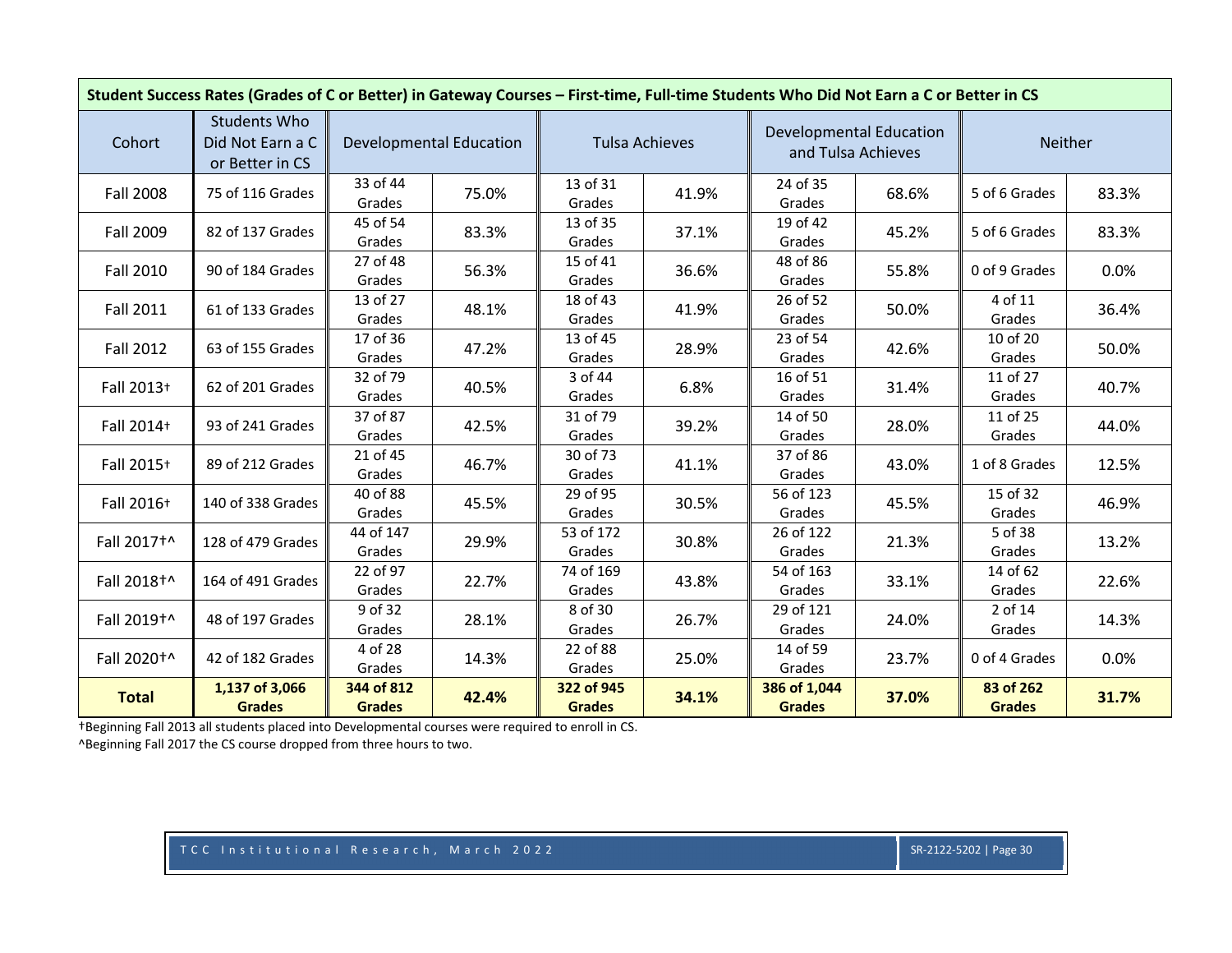| Student Success Rates (Grades of C or Better) in Gateway Courses – First-time, Full-time Students Who Did Not Earn a C or Better in CS | | | | | | | | | | |
|---|---|---|---|---|---|---|---|---|---|---|
| Cohort | Students Who Did Not Earn a C or Better in CS | Developmental Education | | Tulsa Achieves | | Developmental Education and Tulsa Achieves | | Neither | | |
| Fall 2008 | 75 of 116 Grades | 33 of 44 Grades | 75.0% | 13 of 31 Grades | 41.9% | 24 of 35 Grades | 68.6% | 5 of 6 Grades | 83.3% | |
| Fall 2009 | 82 of 137 Grades | 45 of 54 Grades | 83.3% | 13 of 35 Grades | 37.1% | 19 of 42 Grades | 45.2% | 5 of 6 Grades | 83.3% | |
| Fall 2010 | 90 of 184 Grades | 27 of 48 Grades | 56.3% | 15 of 41 Grades | 36.6% | 48 of 86 Grades | 55.8% | 0 of 9 Grades | 0.0% | |
| Fall 2011 | 61 of 133 Grades | 13 of 27 Grades | 48.1% | 18 of 43 Grades | 41.9% | 26 of 52 Grades | 50.0% | 4 of 11 Grades | 36.4% | |
| Fall 2012 | 63 of 155 Grades | 17 of 36 Grades | 47.2% | 13 of 45 Grades | 28.9% | 23 of 54 Grades | 42.6% | 10 of 20 Grades | 50.0% | |
| Fall 2013† | 62 of 201 Grades | 32 of 79 Grades | 40.5% | 3 of 44 Grades | 6.8% | 16 of 51 Grades | 31.4% | 11 of 27 Grades | 40.7% | |
| Fall 2014† | 93 of 241 Grades | 37 of 87 Grades | 42.5% | 31 of 79 Grades | 39.2% | 14 of 50 Grades | 28.0% | 11 of 25 Grades | 44.0% | |
| Fall 2015† | 89 of 212 Grades | 21 of 45 Grades | 46.7% | 30 of 73 Grades | 41.1% | 37 of 86 Grades | 43.0% | 1 of 8 Grades | 12.5% | |
| Fall 2016† | 140 of 338 Grades | 40 of 88 Grades | 45.5% | 29 of 95 Grades | 30.5% | 56 of 123 Grades | 45.5% | 15 of 32 Grades | 46.9% | |
| Fall 2017†^ | 128 of 479 Grades | 44 of 147 Grades | 29.9% | 53 of 172 Grades | 30.8% | 26 of 122 Grades | 21.3% | 5 of 38 Grades | 13.2% | |
| Fall 2018†^ | 164 of 491 Grades | 22 of 97 Grades | 22.7% | 74 of 169 Grades | 43.8% | 54 of 163 Grades | 33.1% | 14 of 62 Grades | 22.6% | |
| Fall 2019†^ | 48 of 197 Grades | 9 of 32 Grades | 28.1% | 8 of 30 Grades | 26.7% | 29 of 121 Grades | 24.0% | 2 of 14 Grades | 14.3% | |
| Fall 2020†^ | 42 of 182 Grades | 4 of 28 Grades | 14.3% | 22 of 88 Grades | 25.0% | 14 of 59 Grades | 23.7% | 0 of 4 Grades | 0.0% | |
| **Total** | **1,137 of 3,066 Grades** | **344 of 812 Grades** | **42.4%** | **322 of 945 Grades** | **34.1%** | **386 of 1,044 Grades** | **37.0%** | **83 of 262 Grades** | **31.7%** | |

†Beginning Fall 2013 all students placed into Developmental courses were required to enroll in CS.

^Beginning Fall 2017 the CS course dropped from three hours to two.